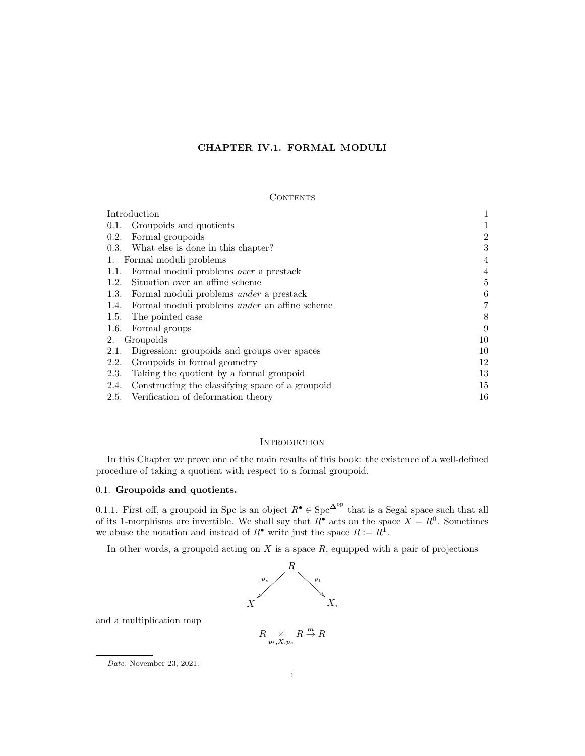# CHAPTER IV.1. FORMAL MODULI

## Contents

| | |
|---|---|
| Introduction | 1 |
| 0.1. Groupoids and quotients | 1 |
| 0.2. Formal groupoids | 2 |
| 0.3. What else is done in this chapter? | 3 |
| 1. Formal moduli problems | 4 |
| 1.1. Formal moduli problems *over* a prestack | 4 |
| 1.2. Situation over an affine scheme | 5 |
| 1.3. Formal moduli problems *under* a prestack | 6 |
| 1.4. Formal moduli problems *under* an affine scheme | 7 |
| 1.5. The pointed case | 8 |
| 1.6. Formal groups | 9 |
| 2. Groupoids | 10 |
| 2.1. Digression: groupoids and groups over spaces | 10 |
| 2.2. Groupoids in formal geometry | 12 |
| 2.3. Taking the quotient by a formal groupoid | 13 |
| 2.4. Constructing the classifying space of a groupoid | 15 |
| 2.5. Verification of deformation theory | 16 |

## Introduction

In this Chapter we prove one of the main results of this book: the existence of a well-defined procedure of taking a quotient with respect to a formal groupoid.

### 0.1. Groupoids and quotients.

0.1.1. First off, a groupoid in Spc is an object $R^\bullet \in \mathrm{Spc}^{\mathbf{\Delta}^{\mathrm{op}}}$ that is a Segal space such that all of its 1-morphisms are invertible. We shall say that $R^\bullet$ acts on the space $X = R^0$. Sometimes we abuse the notation and instead of $R^\bullet$ write just the space $R := R^1$.

In other words, a groupoid acting on $X$ is a space $R$, equipped with a pair of projections

$$X \xleftarrow{p_s} R \xrightarrow{p_t} X,$$

and a multiplication map

$$R \underset{p_t, X, p_s}{\times} R \xrightarrow{m} R$$

Date: November 23, 2021.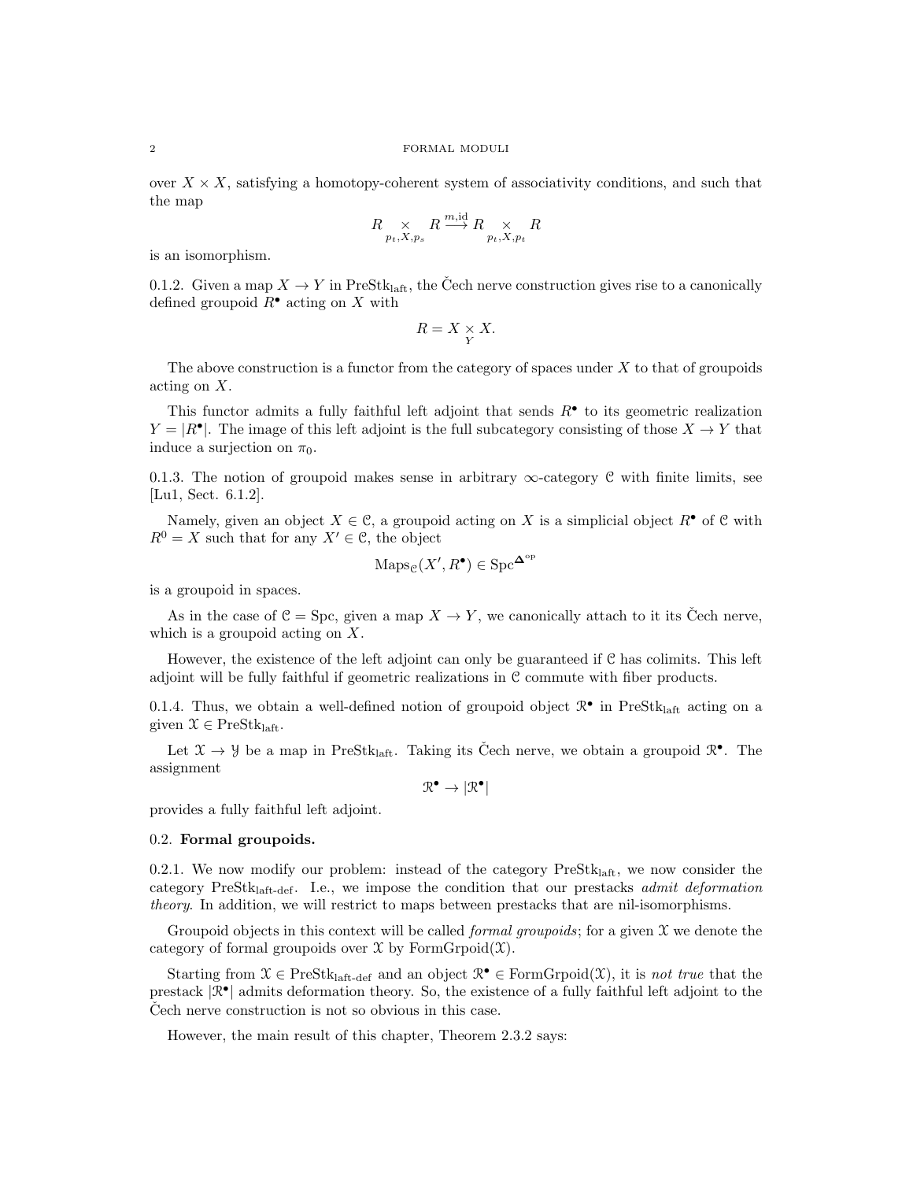over $X \times X$, satisfying a homotopy-coherent system of associativity conditions, and such that the map

$$R \underset{p_t,X,p_s}{\times} R \overset{m,\text{id}}{\longrightarrow} R \underset{p_t,X,p_t}{\times} R$$

is an isomorphism.

0.1.2. Given a map $X \to Y$ in $\text{PreStk}_{\text{laft}}$, the Čech nerve construction gives rise to a canonically defined groupoid $R^\bullet$ acting on $X$ with

$$R = X \underset{Y}{\times} X.$$

The above construction is a functor from the category of spaces under $X$ to that of groupoids acting on $X$.

This functor admits a fully faithful left adjoint that sends $R^\bullet$ to its geometric realization $Y = |R^\bullet|$. The image of this left adjoint is the full subcategory consisting of those $X \to Y$ that induce a surjection on $\pi_0$.

0.1.3. The notion of groupoid makes sense in arbitrary $\infty$-category $\mathcal{C}$ with finite limits, see [Lu1, Sect. 6.1.2].

Namely, given an object $X \in \mathcal{C}$, a groupoid acting on $X$ is a simplicial object $R^\bullet$ of $\mathcal{C}$ with $R^0 = X$ such that for any $X' \in \mathcal{C}$, the object

$$\text{Maps}_{\mathcal{C}}(X', R^\bullet) \in \text{Spc}^{\mathbf{\Delta}^{\text{op}}}$$

is a groupoid in spaces.

As in the case of $\mathcal{C} = \text{Spc}$, given a map $X \to Y$, we canonically attach to it its Čech nerve, which is a groupoid acting on $X$.

However, the existence of the left adjoint can only be guaranteed if $\mathcal{C}$ has colimits. This left adjoint will be fully faithful if geometric realizations in $\mathcal{C}$ commute with fiber products.

0.1.4. Thus, we obtain a well-defined notion of groupoid object $\mathcal{R}^\bullet$ in $\text{PreStk}_{\text{laft}}$ acting on a given $\mathcal{X} \in \text{PreStk}_{\text{laft}}$.

Let $\mathcal{X} \to \mathcal{Y}$ be a map in $\text{PreStk}_{\text{laft}}$. Taking its Čech nerve, we obtain a groupoid $\mathcal{R}^\bullet$. The assignment

$$\mathcal{R}^\bullet \to |\mathcal{R}^\bullet|$$

provides a fully faithful left adjoint.

## 0.2. Formal groupoids.

0.2.1. We now modify our problem: instead of the category $\text{PreStk}_{\text{laft}}$, we now consider the category $\text{PreStk}_{\text{laft-def}}$. I.e., we impose the condition that our prestacks *admit deformation theory*. In addition, we will restrict to maps between prestacks that are nil-isomorphisms.

Groupoid objects in this context will be called *formal groupoids*; for a given $\mathcal{X}$ we denote the category of formal groupoids over $\mathcal{X}$ by $\text{FormGrpoid}(\mathcal{X})$.

Starting from $\mathcal{X} \in \text{PreStk}_{\text{laft-def}}$ and an object $\mathcal{R}^\bullet \in \text{FormGrpoid}(\mathcal{X})$, it is *not true* that the prestack $|\mathcal{R}^\bullet|$ admits deformation theory. So, the existence of a fully faithful left adjoint to the Čech nerve construction is not so obvious in this case.

However, the main result of this chapter, Theorem 2.3.2 says: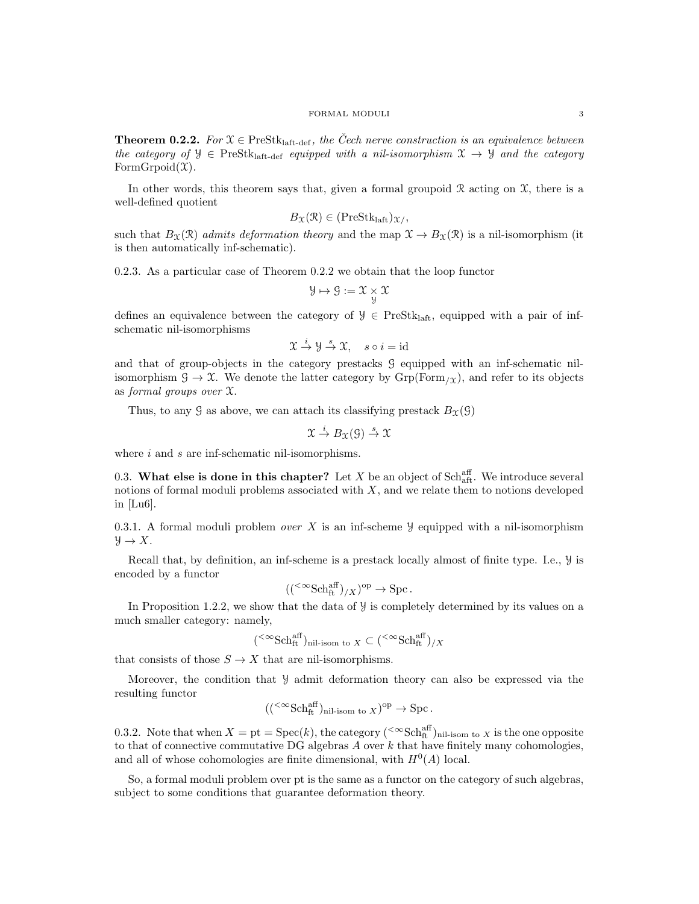**Theorem 0.2.2.** *For $\mathcal{X} \in \mathrm{PreStk}_{\text{laft-def}}$, the Čech nerve construction is an equivalence between the category of $\mathcal{Y} \in \mathrm{PreStk}_{\text{laft-def}}$ equipped with a nil-isomorphism $\mathcal{X} \to \mathcal{Y}$ and the category $\mathrm{FormGrpoid}(\mathcal{X})$.*

In other words, this theorem says that, given a formal groupoid $\mathcal{R}$ acting on $\mathcal{X}$, there is a well-defined quotient

$$B_{\mathcal{X}}(\mathcal{R}) \in (\mathrm{PreStk}_{\text{laft}})_{\mathcal{X}/},$$

such that $B_{\mathcal{X}}(\mathcal{R})$ *admits deformation theory* and the map $\mathcal{X} \to B_{\mathcal{X}}(\mathcal{R})$ is a nil-isomorphism (it is then automatically inf-schematic).

0.2.3. As a particular case of Theorem 0.2.2 we obtain that the loop functor

$$\mathcal{Y} \mapsto \mathcal{G} := \mathcal{X} \underset{\mathcal{Y}}{\times} \mathcal{X}$$

defines an equivalence between the category of $\mathcal{Y} \in \mathrm{PreStk}_{\text{laft}}$, equipped with a pair of inf-schematic nil-isomorphisms

$$\mathcal{X} \overset{i}{\to} \mathcal{Y} \overset{s}{\to} \mathcal{X}, \quad s \circ i = \mathrm{id}$$

and that of group-objects in the category prestacks $\mathcal{G}$ equipped with an inf-schematic nil-isomorphism $\mathcal{G} \to \mathcal{X}$. We denote the latter category by $\mathrm{Grp}(\mathrm{Form}_{/\mathcal{X}})$, and refer to its objects as *formal groups over* $\mathcal{X}$.

Thus, to any $\mathcal{G}$ as above, we can attach its classifying prestack $B_{\mathcal{X}}(\mathcal{G})$

$$\mathcal{X} \overset{i}{\to} B_{\mathcal{X}}(\mathcal{G}) \overset{s}{\to} \mathcal{X}$$

where $i$ and $s$ are inf-schematic nil-isomorphisms.

0.3. **What else is done in this chapter?** Let $X$ be an object of $\mathrm{Sch}^{\mathrm{aff}}_{\mathrm{aft}}$. We introduce several notions of formal moduli problems associated with $X$, and we relate them to notions developed in [Lu6].

0.3.1. A formal moduli problem *over* $X$ is an inf-scheme $\mathcal{Y}$ equipped with a nil-isomorphism $\mathcal{Y} \to X$.

Recall that, by definition, an inf-scheme is a prestack locally almost of finite type. I.e., $\mathcal{Y}$ is encoded by a functor

$$(({}^{<\infty}\mathrm{Sch}^{\mathrm{aff}}_{\mathrm{ft}})_{/X})^{\mathrm{op}} \to \mathrm{Spc}\,.$$

In Proposition 1.2.2, we show that the data of $\mathcal{Y}$ is completely determined by its values on a much smaller category: namely,

$$({}^{<\infty}\mathrm{Sch}^{\mathrm{aff}}_{\mathrm{ft}})_{\text{nil-isom to } X} \subset ({}^{<\infty}\mathrm{Sch}^{\mathrm{aff}}_{\mathrm{ft}})_{/X}$$

that consists of those $S \to X$ that are nil-isomorphisms.

Moreover, the condition that $\mathcal{Y}$ admit deformation theory can also be expressed via the resulting functor

$$(({}^{<\infty}\mathrm{Sch}^{\mathrm{aff}}_{\mathrm{ft}})_{\text{nil-isom to } X})^{\mathrm{op}} \to \mathrm{Spc}\,.$$

0.3.2. Note that when $X = \mathrm{pt} = \mathrm{Spec}(k)$, the category $({}^{<\infty}\mathrm{Sch}^{\mathrm{aff}}_{\mathrm{ft}})_{\text{nil-isom to } X}$ is the one opposite to that of connective commutative DG algebras $A$ over $k$ that have finitely many cohomologies, and all of whose cohomologies are finite dimensional, with $H^0(A)$ local.

So, a formal moduli problem over pt is the same as a functor on the category of such algebras, subject to some conditions that guarantee deformation theory.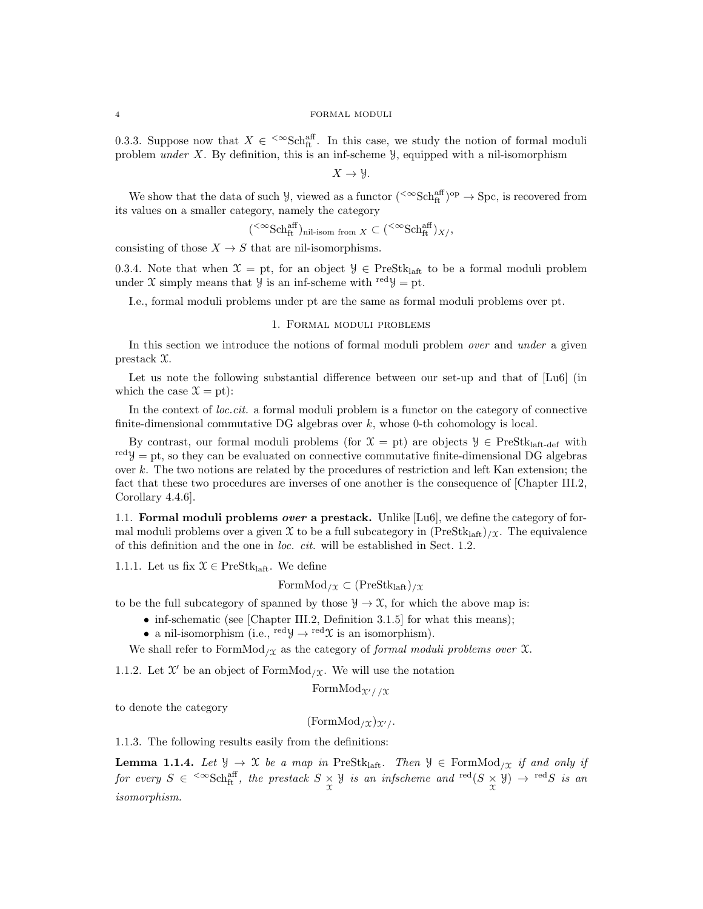0.3.3. Suppose now that $X \in {}^{<\infty}\mathrm{Sch}^{\mathrm{aff}}_{\mathrm{ft}}$. In this case, we study the notion of formal moduli problem *under* $X$. By definition, this is an inf-scheme $\mathcal{Y}$, equipped with a nil-isomorphism

$$X \to \mathcal{Y}.$$

We show that the data of such $\mathcal{Y}$, viewed as a functor $({}^{<\infty}\mathrm{Sch}^{\mathrm{aff}}_{\mathrm{ft}})^{\mathrm{op}} \to \mathrm{Spc}$, is recovered from its values on a smaller category, namely the category

$$({}^{<\infty}\mathrm{Sch}^{\mathrm{aff}}_{\mathrm{ft}})_{\text{nil-isom from } X} \subset ({}^{<\infty}\mathrm{Sch}^{\mathrm{aff}}_{\mathrm{ft}})_{X/},$$

consisting of those $X \to S$ that are nil-isomorphisms.

0.3.4. Note that when $\mathcal{X} = \mathrm{pt}$, for an object $\mathcal{Y} \in \mathrm{PreStk}_{\mathrm{laft}}$ to be a formal moduli problem under $\mathcal{X}$ simply means that $\mathcal{Y}$ is an inf-scheme with ${}^{\mathrm{red}}\mathcal{Y} = \mathrm{pt}$.

I.e., formal moduli problems under pt are the same as formal moduli problems over pt.

## 1. Formal moduli problems

In this section we introduce the notions of formal moduli problem *over* and *under* a given prestack $\mathcal{X}$.

Let us note the following substantial difference between our set-up and that of [Lu6] (in which the case $\mathcal{X} = \mathrm{pt}$):

In the context of *loc.cit.* a formal moduli problem is a functor on the category of connective finite-dimensional commutative DG algebras over $k$, whose 0-th cohomology is local.

By contrast, our formal moduli problems (for $\mathcal{X} = \mathrm{pt}$) are objects $\mathcal{Y} \in \mathrm{PreStk}_{\text{laft-def}}$ with ${}^{\mathrm{red}}\mathcal{Y} = \mathrm{pt}$, so they can be evaluated on connective commutative finite-dimensional DG algebras over $k$. The two notions are related by the procedures of restriction and left Kan extension; the fact that these two procedures are inverses of one another is the consequence of [Chapter III.2, Corollary 4.4.6].

### 1.1. Formal moduli problems *over* a prestack.

Unlike [Lu6], we define the category of formal moduli problems over a given $\mathcal{X}$ to be a full subcategory in $(\mathrm{PreStk}_{\mathrm{laft}})_{/\mathcal{X}}$. The equivalence of this definition and the one in *loc. cit.* will be established in Sect. 1.2.

1.1.1. Let us fix $\mathcal{X} \in \mathrm{PreStk}_{\mathrm{laft}}$. We define

$$\mathrm{FormMod}_{/\mathcal{X}} \subset (\mathrm{PreStk}_{\mathrm{laft}})_{/\mathcal{X}}$$

to be the full subcategory of spanned by those $\mathcal{Y} \to \mathcal{X}$, for which the above map is:

- inf-schematic (see [Chapter III.2, Definition 3.1.5] for what this means);
- a nil-isomorphism (i.e., ${}^{\mathrm{red}}\mathcal{Y} \to {}^{\mathrm{red}}\mathcal{X}$ is an isomorphism).

We shall refer to $\mathrm{FormMod}_{/\mathcal{X}}$ as the category of *formal moduli problems over* $\mathcal{X}$.

1.1.2. Let $\mathcal{X}'$ be an object of $\mathrm{FormMod}_{/\mathcal{X}}$. We will use the notation

$$\mathrm{FormMod}_{\mathcal{X}'/ /\mathcal{X}}$$

to denote the category

$$(\mathrm{FormMod}_{/\mathcal{X}})_{\mathcal{X}'/}.$$

1.1.3. The following results easily from the definitions:

**Lemma 1.1.4.** *Let $\mathcal{Y} \to \mathcal{X}$ be a map in $\mathrm{PreStk}_{\mathrm{laft}}$. Then $\mathcal{Y} \in \mathrm{FormMod}_{/\mathcal{X}}$ if and only if for every $S \in {}^{<\infty}\mathrm{Sch}^{\mathrm{aff}}_{\mathrm{ft}}$, the prestack $S \underset{\mathcal{X}}{\times} \mathcal{Y}$ is an infscheme and ${}^{\mathrm{red}}(S \underset{\mathcal{X}}{\times} \mathcal{Y}) \to {}^{\mathrm{red}}S$ is an isomorphism.*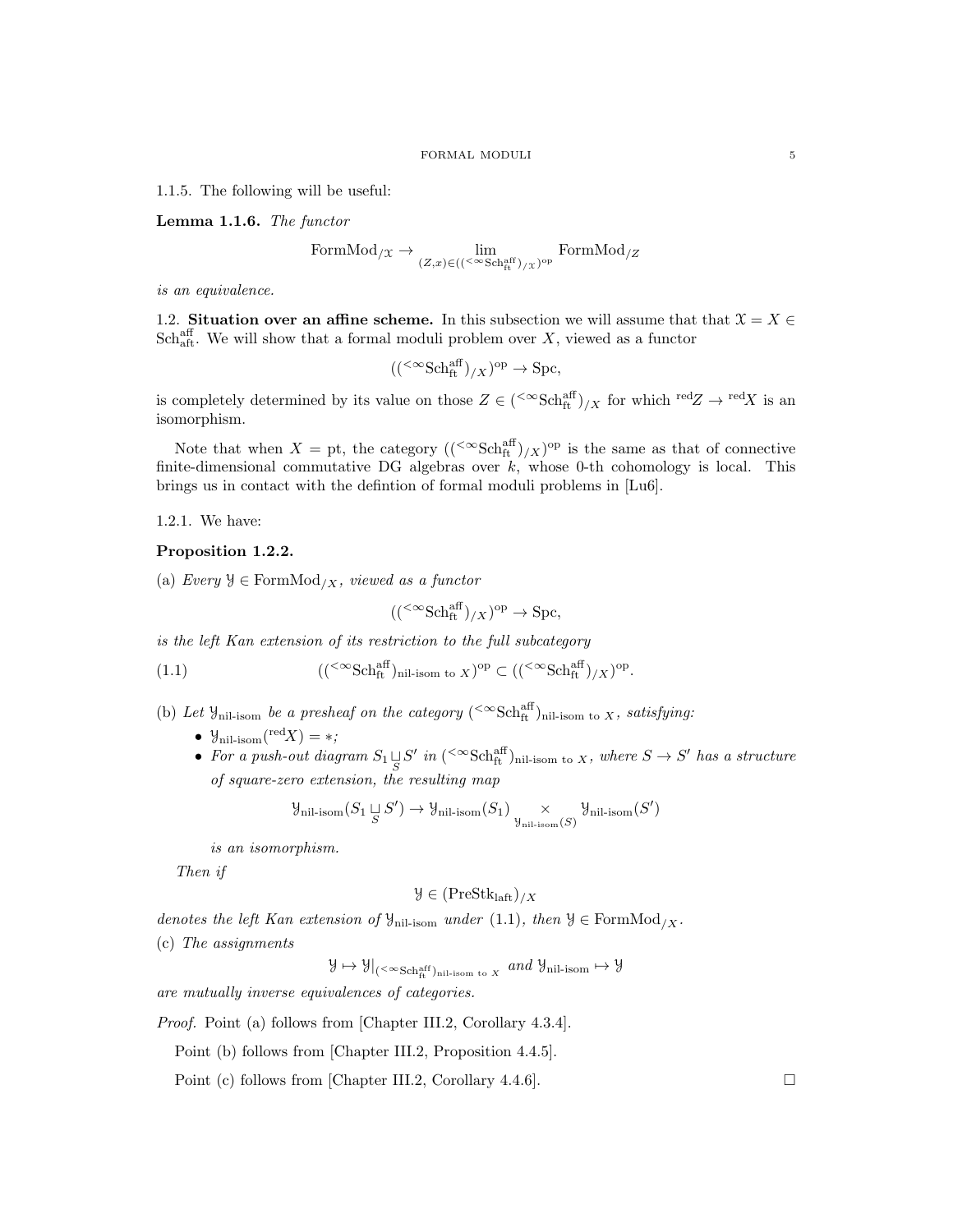1.1.5. The following will be useful:

**Lemma 1.1.6.** *The functor*

$$\text{FormMod}_{/\mathcal{X}} \to \lim_{(Z,x)\in(({}^{<\infty}\text{Sch}^{\text{aff}}_{\text{ft}})_{/\mathcal{X}})^{\text{op}}} \text{FormMod}_{/Z}$$

*is an equivalence.*

## 1.2. Situation over an affine scheme.

In this subsection we will assume that that $\mathcal{X} = X \in \text{Sch}^{\text{aff}}_{\text{aft}}$. We will show that a formal moduli problem over $X$, viewed as a functor

$$(({}^{<\infty}\text{Sch}^{\text{aff}}_{\text{ft}})_{/X})^{\text{op}} \to \text{Spc},$$

is completely determined by its value on those $Z \in ({}^{<\infty}\text{Sch}^{\text{aff}}_{\text{ft}})_{/X}$ for which ${}^{\text{red}}Z \to {}^{\text{red}}X$ is an isomorphism.

Note that when $X = \text{pt}$, the category $(({}^{<\infty}\text{Sch}^{\text{aff}}_{\text{ft}})_{/X})^{\text{op}}$ is the same as that of connective finite-dimensional commutative DG algebras over $k$, whose 0-th cohomology is local. This brings us in contact with the defintion of formal moduli problems in [Lu6].

1.2.1. We have:

**Proposition 1.2.2.**

(a) *Every* $\mathcal{Y} \in \text{FormMod}_{/X}$*, viewed as a functor*

$$(({}^{<\infty}\text{Sch}^{\text{aff}}_{\text{ft}})_{/X})^{\text{op}} \to \text{Spc},$$

*is the left Kan extension of its restriction to the full subcategory*

$$(({}^{<\infty}\text{Sch}^{\text{aff}}_{\text{ft}})_{\text{nil-isom to } X})^{\text{op}} \subset (({}^{<\infty}\text{Sch}^{\text{aff}}_{\text{ft}})_{/X})^{\text{op}}. \tag{1.1}$$

(b) *Let* $\mathcal{Y}_{\text{nil-isom}}$ *be a presheaf on the category* $({}^{<\infty}\text{Sch}^{\text{aff}}_{\text{ft}})_{\text{nil-isom to } X}$*, satisfying:*

- $\mathcal{Y}_{\text{nil-isom}}({}^{\text{red}}X) = *$;
- *For a push-out diagram* $S_1 \underset{S}{\sqcup} S'$ *in* $({}^{<\infty}\text{Sch}^{\text{aff}}_{\text{ft}})_{\text{nil-isom to } X}$*, where* $S \to S'$ *has a structure of square-zero extension, the resulting map*

$$\mathcal{Y}_{\text{nil-isom}}(S_1 \underset{S}{\sqcup} S') \to \mathcal{Y}_{\text{nil-isom}}(S_1) \underset{\mathcal{Y}_{\text{nil-isom}}(S)}{\times} \mathcal{Y}_{\text{nil-isom}}(S')$$

*is an isomorphism.*

*Then if*

$$\mathcal{Y} \in (\text{PreStk}_{\text{laft}})_{/X}$$

*denotes the left Kan extension of* $\mathcal{Y}_{\text{nil-isom}}$ *under* (1.1)*, then* $\mathcal{Y} \in \text{FormMod}_{/X}$.

(c) *The assignments*

$$\mathcal{Y} \mapsto \mathcal{Y}|_{({}^{<\infty}\text{Sch}^{\text{aff}}_{\text{ft}})_{\text{nil-isom to } X}} \text{ and } \mathcal{Y}_{\text{nil-isom}} \mapsto \mathcal{Y}$$

*are mutually inverse equivalences of categories.*

*Proof.* Point (a) follows from [Chapter III.2, Corollary 4.3.4].

Point (b) follows from [Chapter III.2, Proposition 4.4.5].

Point (c) follows from [Chapter III.2, Corollary 4.4.6]. $\square$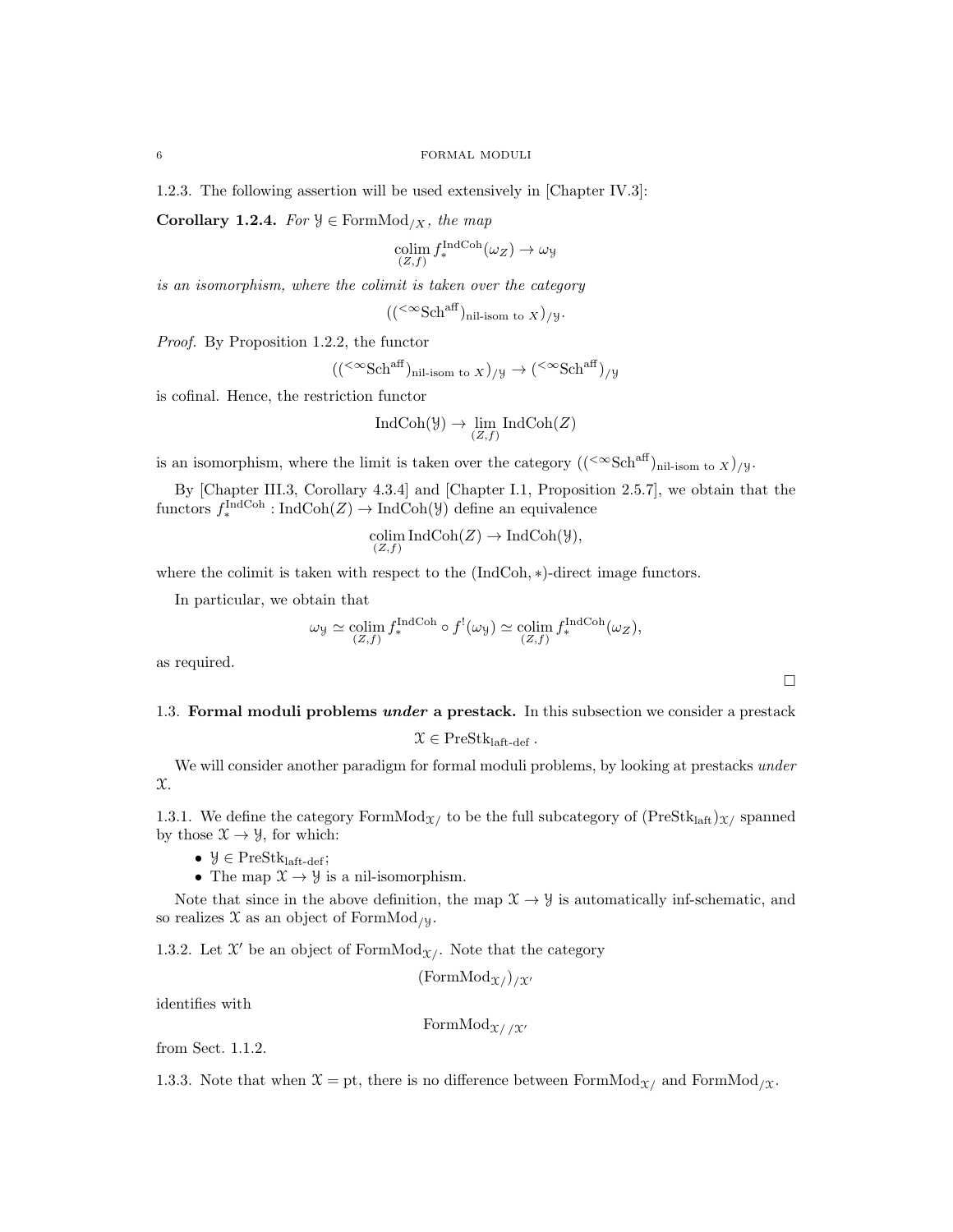1.2.3. The following assertion will be used extensively in [Chapter IV.3]:

**Corollary 1.2.4.** *For $\mathcal{Y} \in \mathrm{FormMod}_{/X}$, the map*

$$\underset{(Z,f)}{\mathrm{colim}}\, f_*^{\mathrm{IndCoh}}(\omega_Z) \to \omega_{\mathcal{Y}}$$

*is an isomorphism, where the colimit is taken over the category*

$$(({}^{<\infty}\mathrm{Sch}^{\mathrm{aff}})_{\text{nil-isom to } X})_{/\mathcal{Y}}.$$

*Proof.* By Proposition 1.2.2, the functor

$$(({}^{<\infty}\mathrm{Sch}^{\mathrm{aff}})_{\text{nil-isom to } X})_{/\mathcal{Y}} \to ({}^{<\infty}\mathrm{Sch}^{\mathrm{aff}})_{/\mathcal{Y}}$$

is cofinal. Hence, the restriction functor

$$\mathrm{IndCoh}(\mathcal{Y}) \to \underset{(Z,f)}{\lim}\, \mathrm{IndCoh}(Z)$$

is an isomorphism, where the limit is taken over the category $(({}^{<\infty}\mathrm{Sch}^{\mathrm{aff}})_{\text{nil-isom to } X})_{/\mathcal{Y}}$.

By [Chapter III.3, Corollary 4.3.4] and [Chapter I.1, Proposition 2.5.7], we obtain that the functors $f_*^{\mathrm{IndCoh}} : \mathrm{IndCoh}(Z) \to \mathrm{IndCoh}(\mathcal{Y})$ define an equivalence

$$\underset{(Z,f)}{\mathrm{colim}}\, \mathrm{IndCoh}(Z) \to \mathrm{IndCoh}(\mathcal{Y}),$$

where the colimit is taken with respect to the $(\mathrm{IndCoh}, *)$-direct image functors.

In particular, we obtain that

$$\omega_{\mathcal{Y}} \simeq \underset{(Z,f)}{\mathrm{colim}}\, f_*^{\mathrm{IndCoh}} \circ f^!(\omega_{\mathcal{Y}}) \simeq \underset{(Z,f)}{\mathrm{colim}}\, f_*^{\mathrm{IndCoh}}(\omega_Z),$$

as required.

□

## 1.3. Formal moduli problems *under* a prestack.

In this subsection we consider a prestack

$$\mathcal{X} \in \mathrm{PreStk}_{\text{laft-def}}.$$

We will consider another paradigm for formal moduli problems, by looking at prestacks *under* $\mathcal{X}$.

1.3.1. We define the category $\mathrm{FormMod}_{\mathcal{X}/}$ to be the full subcategory of $(\mathrm{PreStk}_{\mathrm{laft}})_{\mathcal{X}/}$ spanned by those $\mathcal{X} \to \mathcal{Y}$, for which:

- $\mathcal{Y} \in \mathrm{PreStk}_{\text{laft-def}}$;
- The map $\mathcal{X} \to \mathcal{Y}$ is a nil-isomorphism.

Note that since in the above definition, the map $\mathcal{X} \to \mathcal{Y}$ is automatically inf-schematic, and so realizes $\mathcal{X}$ as an object of $\mathrm{FormMod}_{/\mathcal{Y}}$.

1.3.2. Let $\mathcal{X}'$ be an object of $\mathrm{FormMod}_{\mathcal{X}/}$. Note that the category

$$(\mathrm{FormMod}_{\mathcal{X}/})_{/\mathcal{X}'}$$

identifies with

$$\mathrm{FormMod}_{\mathcal{X}//\mathcal{X}'}$$

from Sect. 1.1.2.

1.3.3. Note that when $\mathcal{X} = \mathrm{pt}$, there is no difference between $\mathrm{FormMod}_{\mathcal{X}/}$ and $\mathrm{FormMod}_{/\mathcal{X}}$.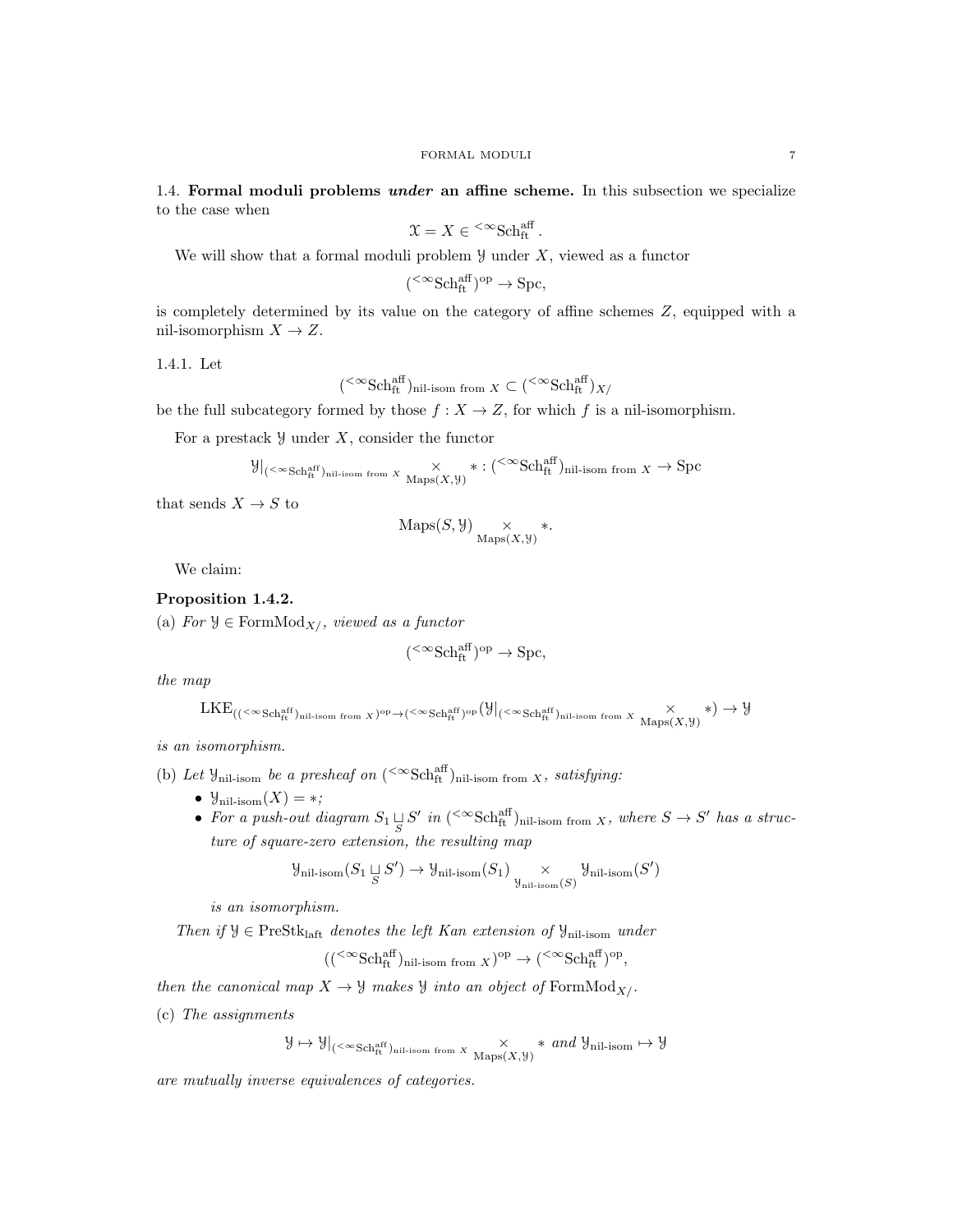1.4. **Formal moduli problems *under* an affine scheme.** In this subsection we specialize to the case when

$$\mathcal{X} = X \in {}^{<\infty}\mathrm{Sch}^{\mathrm{aff}}_{\mathrm{ft}}.$$

We will show that a formal moduli problem $\mathcal{Y}$ under $X$, viewed as a functor

$$({}^{<\infty}\mathrm{Sch}^{\mathrm{aff}}_{\mathrm{ft}})^{\mathrm{op}} \to \mathrm{Spc},$$

is completely determined by its value on the category of affine schemes $Z$, equipped with a nil-isomorphism $X \to Z$.

1.4.1. Let

$$({}^{<\infty}\mathrm{Sch}^{\mathrm{aff}}_{\mathrm{ft}})_{\text{nil-isom from } X} \subset ({}^{<\infty}\mathrm{Sch}^{\mathrm{aff}}_{\mathrm{ft}})_{X/}$$

be the full subcategory formed by those $f : X \to Z$, for which $f$ is a nil-isomorphism.

For a prestack $\mathcal{Y}$ under $X$, consider the functor

$$\mathcal{Y}|_{({}^{<\infty}\mathrm{Sch}^{\mathrm{aff}}_{\mathrm{ft}})_{\text{nil-isom from } X}} \underset{\mathrm{Maps}(X,\mathcal{Y})}{\times} * : ({}^{<\infty}\mathrm{Sch}^{\mathrm{aff}}_{\mathrm{ft}})_{\text{nil-isom from } X} \to \mathrm{Spc}$$

that sends $X \to S$ to

$$\mathrm{Maps}(S, \mathcal{Y}) \underset{\mathrm{Maps}(X,\mathcal{Y})}{\times} *.$$

We claim:

**Proposition 1.4.2.**

(a) *For $\mathcal{Y} \in \mathrm{FormMod}_{X/}$, viewed as a functor*

$$({}^{<\infty}\mathrm{Sch}^{\mathrm{aff}}_{\mathrm{ft}})^{\mathrm{op}} \to \mathrm{Spc},$$

*the map*

$$\mathrm{LKE}_{(({}^{<\infty}\mathrm{Sch}^{\mathrm{aff}}_{\mathrm{ft}})_{\text{nil-isom from } X})^{\mathrm{op}} \to ({}^{<\infty}\mathrm{Sch}^{\mathrm{aff}}_{\mathrm{ft}})^{\mathrm{op}}} (\mathcal{Y}|_{({}^{<\infty}\mathrm{Sch}^{\mathrm{aff}}_{\mathrm{ft}})_{\text{nil-isom from } X}} \underset{\mathrm{Maps}(X,\mathcal{Y})}{\times} *) \to \mathcal{Y}$$

*is an isomorphism.*

(b) *Let $\mathcal{Y}_{\text{nil-isom}}$ be a presheaf on $({}^{<\infty}\mathrm{Sch}^{\mathrm{aff}}_{\mathrm{ft}})_{\text{nil-isom from } X}$, satisfying:*

- *$\mathcal{Y}_{\text{nil-isom}}(X) = *$;*
- *For a push-out diagram $S_1 \underset{S}{\sqcup} S'$ in $({}^{<\infty}\mathrm{Sch}^{\mathrm{aff}}_{\mathrm{ft}})_{\text{nil-isom from } X}$, where $S \to S'$ has a structure of square-zero extension, the resulting map*

$$\mathcal{Y}_{\text{nil-isom}}(S_1 \underset{S}{\sqcup} S') \to \mathcal{Y}_{\text{nil-isom}}(S_1) \underset{\mathcal{Y}_{\text{nil-isom}}(S)}{\times} \mathcal{Y}_{\text{nil-isom}}(S')$$

*is an isomorphism.*

*Then if $\mathcal{Y} \in \mathrm{PreStk}_{\mathrm{laft}}$ denotes the left Kan extension of $\mathcal{Y}_{\text{nil-isom}}$ under*

$$(({}^{<\infty}\mathrm{Sch}^{\mathrm{aff}}_{\mathrm{ft}})_{\text{nil-isom from } X})^{\mathrm{op}} \to ({}^{<\infty}\mathrm{Sch}^{\mathrm{aff}}_{\mathrm{ft}})^{\mathrm{op}},$$

*then the canonical map $X \to \mathcal{Y}$ makes $\mathcal{Y}$ into an object of $\mathrm{FormMod}_{X/}$.*

(c) *The assignments*

$$\mathcal{Y} \mapsto \mathcal{Y}|_{({}^{<\infty}\mathrm{Sch}^{\mathrm{aff}}_{\mathrm{ft}})_{\text{nil-isom from } X}} \underset{\mathrm{Maps}(X,\mathcal{Y})}{\times} * \text{ and } \mathcal{Y}_{\text{nil-isom}} \mapsto \mathcal{Y}$$

*are mutually inverse equivalences of categories.*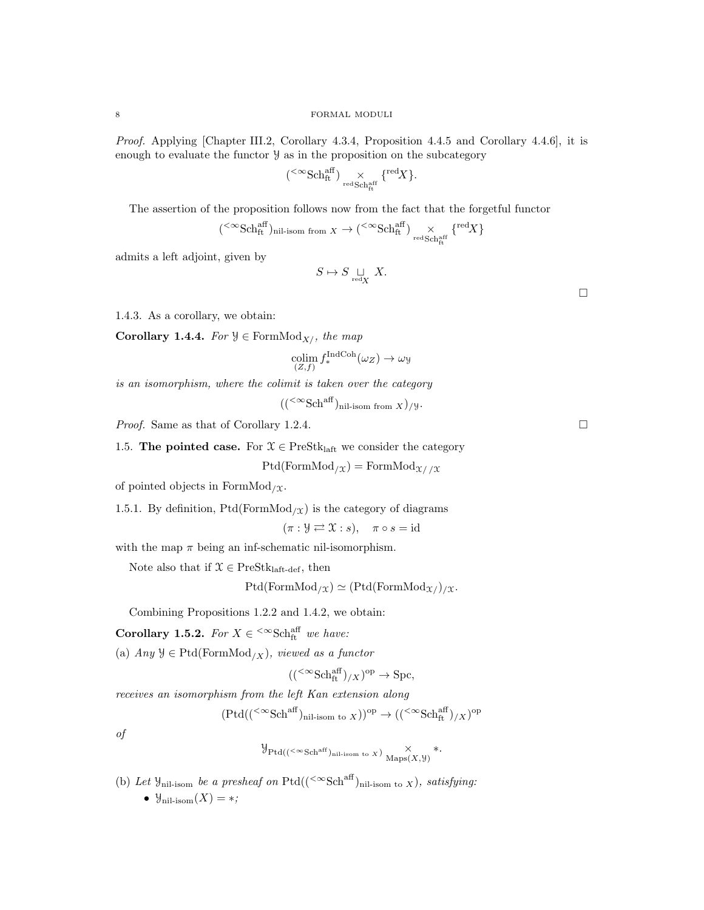*Proof.* Applying [Chapter III.2, Corollary 4.3.4, Proposition 4.4.5 and Corollary 4.4.6], it is enough to evaluate the functor $\mathcal{Y}$ as in the proposition on the subcategory

$$({}^{<\infty}\mathrm{Sch}^{\mathrm{aff}}_{\mathrm{ft}}) \underset{{}^{\mathrm{red}}\mathrm{Sch}^{\mathrm{aff}}_{\mathrm{ft}}}{\times} \{{}^{\mathrm{red}}X\}.$$

The assertion of the proposition follows now from the fact that the forgetful functor

$$({}^{<\infty}\mathrm{Sch}^{\mathrm{aff}}_{\mathrm{ft}})_{\text{nil-isom from } X} \to ({}^{<\infty}\mathrm{Sch}^{\mathrm{aff}}_{\mathrm{ft}}) \underset{{}^{\mathrm{red}}\mathrm{Sch}^{\mathrm{aff}}_{\mathrm{ft}}}{\times} \{{}^{\mathrm{red}}X\}$$

admits a left adjoint, given by

$$S \mapsto S \underset{{}^{\mathrm{red}}X}{\sqcup} X.$$

□

1.4.3. As a corollary, we obtain:

**Corollary 1.4.4.** *For $\mathcal{Y} \in \mathrm{FormMod}_{X/}$, the map*

$$\underset{(Z,f)}{\mathrm{colim}}\, f_*^{\mathrm{IndCoh}}(\omega_Z) \to \omega_{\mathcal{Y}}$$

*is an isomorphism, where the colimit is taken over the category*

$$(({}^{<\infty}\mathrm{Sch}^{\mathrm{aff}})_{\text{nil-isom from } X})_{/\mathcal{Y}}.$$

*Proof.* Same as that of Corollary 1.2.4. □

## 1.5. **The pointed case.**

For $\mathcal{X} \in \mathrm{PreStk}_{\mathrm{laft}}$ we consider the category

$$\mathrm{Ptd}(\mathrm{FormMod}_{/\mathcal{X}}) = \mathrm{FormMod}_{\mathcal{X}//\mathcal{X}}$$

of pointed objects in $\mathrm{FormMod}_{/\mathcal{X}}$.

1.5.1. By definition, $\mathrm{Ptd}(\mathrm{FormMod}_{/\mathcal{X}})$ is the category of diagrams

$$(\pi : \mathcal{Y} \rightleftarrows \mathcal{X} : s), \quad \pi \circ s = \mathrm{id}$$

with the map $\pi$ being an inf-schematic nil-isomorphism.

Note also that if $\mathcal{X} \in \mathrm{PreStk}_{\text{laft-def}}$, then

$$\mathrm{Ptd}(\mathrm{FormMod}_{/\mathcal{X}}) \simeq (\mathrm{Ptd}(\mathrm{FormMod}_{\mathcal{X}/})_{/\mathcal{X}}.$$

Combining Propositions 1.2.2 and 1.4.2, we obtain:

**Corollary 1.5.2.** *For $X \in {}^{<\infty}\mathrm{Sch}^{\mathrm{aff}}_{\mathrm{ft}}$ we have:*

(a) *Any $\mathcal{Y} \in \mathrm{Ptd}(\mathrm{FormMod}_{/X})$, viewed as a functor*

$$(({}^{<\infty}\mathrm{Sch}^{\mathrm{aff}}_{\mathrm{ft}})_{/X})^{\mathrm{op}} \to \mathrm{Spc},$$

*receives an isomorphism from the left Kan extension along*

$$(\mathrm{Ptd}(({}^{<\infty}\mathrm{Sch}^{\mathrm{aff}})_{\text{nil-isom to } X}))^{\mathrm{op}} \to (({}^{<\infty}\mathrm{Sch}^{\mathrm{aff}}_{\mathrm{ft}})_{/X})^{\mathrm{op}}$$

*of*

$$\mathcal{Y}_{\mathrm{Ptd}(({}^{<\infty}\mathrm{Sch}^{\mathrm{aff}})_{\text{nil-isom to } X})} \underset{\mathrm{Maps}(X,\mathcal{Y})}{\times} *.$$

(b) *Let $\mathcal{Y}_{\text{nil-isom}}$ be a presheaf on $\mathrm{Ptd}(({}^{<\infty}\mathrm{Sch}^{\mathrm{aff}})_{\text{nil-isom to } X})$, satisfying:*

- *$\mathcal{Y}_{\text{nil-isom}}(X) = *$;*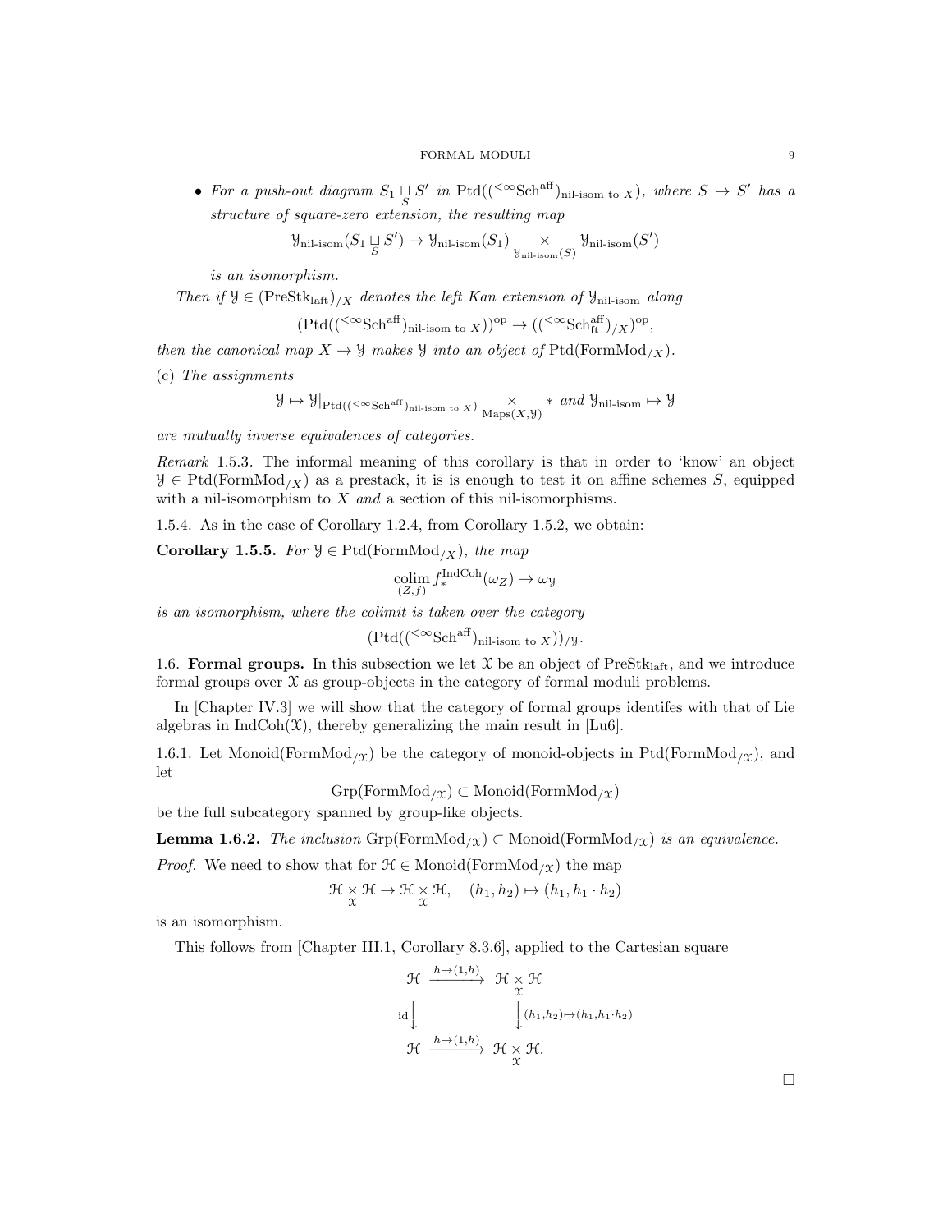- *For a push-out diagram $S_1 \underset{S}{\sqcup} S'$ in $\text{Ptd}(({}^{<\infty}\text{Sch}^{\text{aff}})_{\text{nil-isom to } X})$, where $S \to S'$ has a structure of square-zero extension, the resulting map*

$$\mathcal{Y}_{\text{nil-isom}}(S_1 \underset{S}{\sqcup} S') \to \mathcal{Y}_{\text{nil-isom}}(S_1) \underset{\mathcal{Y}_{\text{nil-isom}}(S)}{\times} \mathcal{Y}_{\text{nil-isom}}(S')$$

*is an isomorphism.*

*Then if $\mathcal{Y} \in (\text{PreStk}_{\text{laft}})_{/X}$ denotes the left Kan extension of $\mathcal{Y}_{\text{nil-isom}}$ along*

$$(\text{Ptd}(({}^{<\infty}\text{Sch}^{\text{aff}})_{\text{nil-isom to } X}))^{\text{op}} \to (({}^{<\infty}\text{Sch}^{\text{aff}}_{\text{ft}})_{/X})^{\text{op}},$$

*then the canonical map $X \to \mathcal{Y}$ makes $\mathcal{Y}$ into an object of $\text{Ptd}(\text{FormMod}_{/X})$.*

(c) *The assignments*

$$\mathcal{Y} \mapsto \mathcal{Y}|_{\text{Ptd}(({}^{<\infty}\text{Sch}^{\text{aff}})_{\text{nil-isom to } X})} \underset{\text{Maps}(X,\mathcal{Y})}{\times} * \text{ and } \mathcal{Y}_{\text{nil-isom}} \mapsto \mathcal{Y}$$

*are mutually inverse equivalences of categories.*

*Remark* 1.5.3. The informal meaning of this corollary is that in order to 'know' an object $\mathcal{Y} \in \text{Ptd}(\text{FormMod}_{/X})$ as a prestack, it is is enough to test it on affine schemes $S$, equipped with a nil-isomorphism to $X$ *and* a section of this nil-isomorphisms.

1.5.4. As in the case of Corollary 1.2.4, from Corollary 1.5.2, we obtain:

**Corollary 1.5.5.** *For $\mathcal{Y} \in \text{Ptd}(\text{FormMod}_{/X})$, the map*

$$\underset{(Z,f)}{\text{colim}}\, f_*^{\text{IndCoh}}(\omega_Z) \to \omega_{\mathcal{Y}}$$

*is an isomorphism, where the colimit is taken over the category*

$$(\text{Ptd}(({}^{<\infty}\text{Sch}^{\text{aff}})_{\text{nil-isom to } X}))_{/\mathcal{Y}}.$$

1.6. **Formal groups.** In this subsection we let $\mathcal{X}$ be an object of $\text{PreStk}_{\text{laft}}$, and we introduce formal groups over $\mathcal{X}$ as group-objects in the category of formal moduli problems.

In [Chapter IV.3] we will show that the category of formal groups identifes with that of Lie algebras in $\text{IndCoh}(\mathcal{X})$, thereby generalizing the main result in [Lu6].

1.6.1. Let $\text{Monoid}(\text{FormMod}_{/\mathcal{X}})$ be the category of monoid-objects in $\text{Ptd}(\text{FormMod}_{/\mathcal{X}})$, and let

$$\text{Grp}(\text{FormMod}_{/\mathcal{X}}) \subset \text{Monoid}(\text{FormMod}_{/\mathcal{X}})$$

be the full subcategory spanned by group-like objects.

**Lemma 1.6.2.** *The inclusion $\text{Grp}(\text{FormMod}_{/\mathcal{X}}) \subset \text{Monoid}(\text{FormMod}_{/\mathcal{X}})$ is an equivalence.*

*Proof.* We need to show that for $\mathcal{H} \in \text{Monoid}(\text{FormMod}_{/\mathcal{X}})$ the map

$$\mathcal{H} \underset{\mathcal{X}}{\times} \mathcal{H} \to \mathcal{H} \underset{\mathcal{X}}{\times} \mathcal{H}, \quad (h_1, h_2) \mapsto (h_1, h_1 \cdot h_2)$$

is an isomorphism.

This follows from [Chapter III.1, Corollary 8.3.6], applied to the Cartesian square

$$\begin{array}{ccc}
\mathcal{H} & \xrightarrow{h \mapsto (1,h)} & \mathcal{H} \underset{\mathcal{X}}{\times} \mathcal{H} \\
{\scriptstyle \text{id}} \downarrow & & \downarrow {\scriptstyle (h_1,h_2) \mapsto (h_1, h_1 \cdot h_2)} \\
\mathcal{H} & \xrightarrow{h \mapsto (1,h)} & \mathcal{H} \underset{\mathcal{X}}{\times} \mathcal{H}.
\end{array}$$

□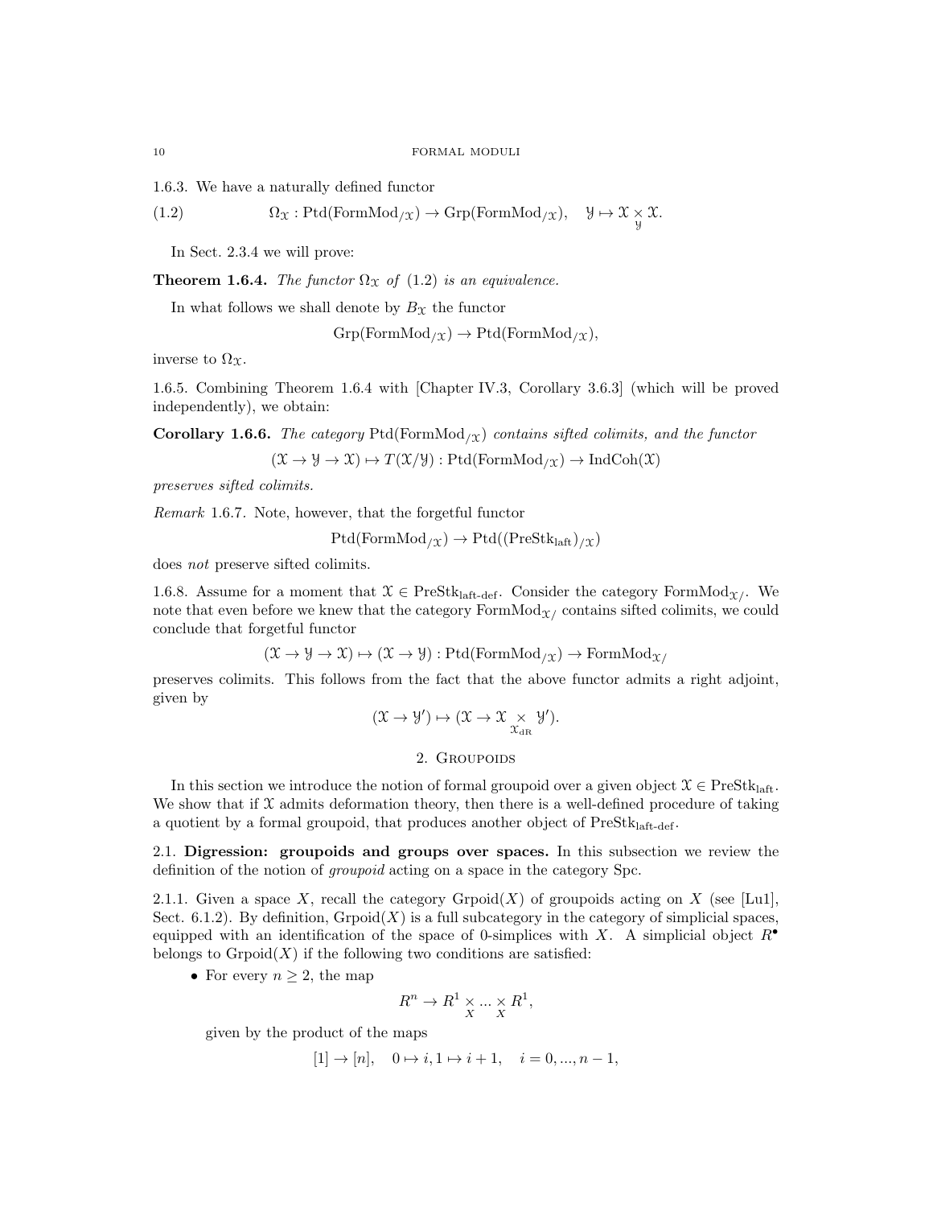1.6.3. We have a naturally defined functor

$$\Omega_{\mathcal{X}} : \mathrm{Ptd}(\mathrm{FormMod}_{/\mathcal{X}}) \to \mathrm{Grp}(\mathrm{FormMod}_{/\mathcal{X}}), \quad \mathcal{Y} \mapsto \mathcal{X} \underset{\mathcal{Y}}{\times} \mathcal{X}. \tag{1.2}$$

In Sect. 2.3.4 we will prove:

**Theorem 1.6.4.** *The functor $\Omega_{\mathcal{X}}$ of (1.2) is an equivalence.*

In what follows we shall denote by $B_{\mathcal{X}}$ the functor

$$\mathrm{Grp}(\mathrm{FormMod}_{/\mathcal{X}}) \to \mathrm{Ptd}(\mathrm{FormMod}_{/\mathcal{X}}),$$

inverse to $\Omega_{\mathcal{X}}$.

1.6.5. Combining Theorem 1.6.4 with [Chapter IV.3, Corollary 3.6.3] (which will be proved independently), we obtain:

**Corollary 1.6.6.** *The category $\mathrm{Ptd}(\mathrm{FormMod}_{/\mathcal{X}})$ contains sifted colimits, and the functor*

$$(\mathcal{X} \to \mathcal{Y} \to \mathcal{X}) \mapsto T(\mathcal{X}/\mathcal{Y}) : \mathrm{Ptd}(\mathrm{FormMod}_{/\mathcal{X}}) \to \mathrm{IndCoh}(\mathcal{X})$$

*preserves sifted colimits.*

*Remark* 1.6.7. Note, however, that the forgetful functor

$$\mathrm{Ptd}(\mathrm{FormMod}_{/\mathcal{X}}) \to \mathrm{Ptd}((\mathrm{PreStk}_{\mathrm{laft}})_{/\mathcal{X}})$$

does *not* preserve sifted colimits.

1.6.8. Assume for a moment that $\mathcal{X} \in \mathrm{PreStk}_{\text{laft-def}}$. Consider the category $\mathrm{FormMod}_{\mathcal{X}/}$. We note that even before we knew that the category $\mathrm{FormMod}_{\mathcal{X}/}$ contains sifted colimits, we could conclude that forgetful functor

$$(\mathcal{X} \to \mathcal{Y} \to \mathcal{X}) \mapsto (\mathcal{X} \to \mathcal{Y}) : \mathrm{Ptd}(\mathrm{FormMod}_{/\mathcal{X}}) \to \mathrm{FormMod}_{\mathcal{X}/}$$

preserves colimits. This follows from the fact that the above functor admits a right adjoint, given by

$$(\mathcal{X} \to \mathcal{Y}') \mapsto (\mathcal{X} \to \mathcal{X} \underset{\mathcal{X}_{\mathrm{dR}}}{\times} \mathcal{Y}').$$

## 2. Groupoids

In this section we introduce the notion of formal groupoid over a given object $\mathcal{X} \in \mathrm{PreStk}_{\mathrm{laft}}$. We show that if $\mathcal{X}$ admits deformation theory, then there is a well-defined procedure of taking a quotient by a formal groupoid, that produces another object of $\mathrm{PreStk}_{\text{laft-def}}$.

### 2.1. Digression: groupoids and groups over spaces.

In this subsection we review the definition of the notion of *groupoid* acting on a space in the category Spc.

2.1.1. Given a space $X$, recall the category $\mathrm{Grpoid}(X)$ of groupoids acting on $X$ (see [Lu1], Sect. 6.1.2). By definition, $\mathrm{Grpoid}(X)$ is a full subcategory in the category of simplicial spaces, equipped with an identification of the space of 0-simplices with $X$. A simplicial object $R^\bullet$ belongs to $\mathrm{Grpoid}(X)$ if the following two conditions are satisfied:

- For every $n \geq 2$, the map

$$R^n \to R^1 \underset{X}{\times} ... \underset{X}{\times} R^1,$$

given by the product of the maps

$$[1] \to [n], \quad 0 \mapsto i, 1 \mapsto i+1, \quad i = 0, ..., n-1,$$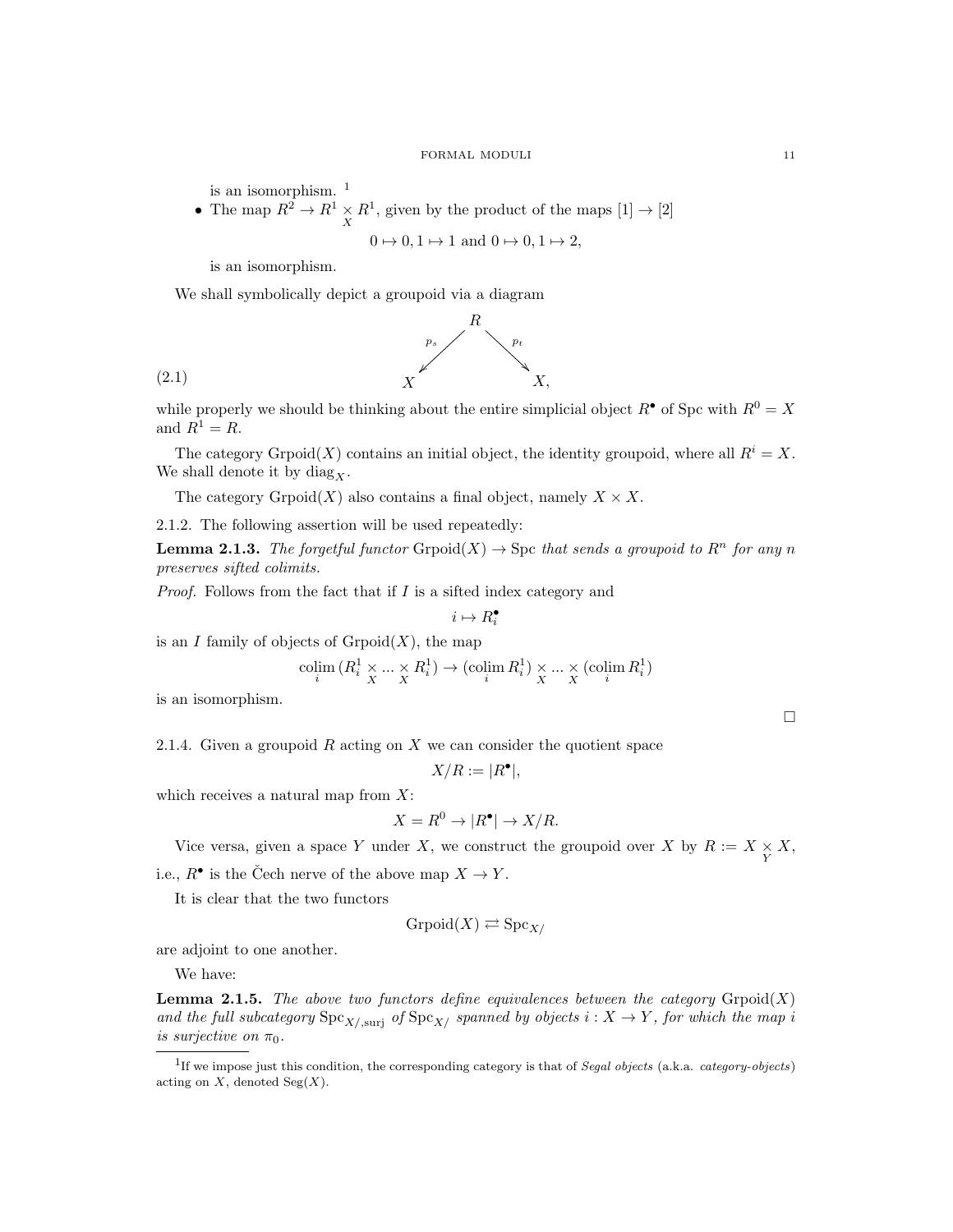is an isomorphism. [1]

- The map $R^2 \to R^1 \underset{X}{\times} R^1$, given by the product of the maps $[1] \to [2]$

$$0 \mapsto 0, 1 \mapsto 1 \text{ and } 0 \mapsto 0, 1 \mapsto 2,$$

is an isomorphism.

We shall symbolically depict a groupoid via a diagram

$$\begin{array}{ccccc} & & R & & \\ & \swarrow^{p_s} & & \searrow^{p_t} & \\ X & & & & X, \end{array} \tag{2.1}$$

while properly we should be thinking about the entire simplicial object $R^\bullet$ of Spc with $R^0 = X$ and $R^1 = R$.

The category $\text{Grpoid}(X)$ contains an initial object, the identity groupoid, where all $R^i = X$. We shall denote it by $\text{diag}_X$.

The category $\text{Grpoid}(X)$ also contains a final object, namely $X \times X$.

2.1.2. The following assertion will be used repeatedly:

**Lemma 2.1.3.** *The forgetful functor* $\text{Grpoid}(X) \to \text{Spc}$ *that sends a groupoid to* $R^n$ *for any* $n$ *preserves sifted colimits.*

*Proof.* Follows from the fact that if $I$ is a sifted index category and

$$i \mapsto R_i^\bullet$$

is an $I$ family of objects of $\text{Grpoid}(X)$, the map

$$\underset{i}{\text{colim}}\,(R_i^1 \underset{X}{\times} \ldots \underset{X}{\times} R_i^1) \to (\underset{i}{\text{colim}}\, R_i^1) \underset{X}{\times} \ldots \underset{X}{\times} (\underset{i}{\text{colim}}\, R_i^1)$$

is an isomorphism.

□

2.1.4. Given a groupoid $R$ acting on $X$ we can consider the quotient space

$$X/R := |R^\bullet|,$$

which receives a natural map from $X$:

$$X = R^0 \to |R^\bullet| \to X/R.$$

Vice versa, given a space $Y$ under $X$, we construct the groupoid over $X$ by $R := X \underset{Y}{\times} X$, i.e., $R^\bullet$ is the Čech nerve of the above map $X \to Y$.

It is clear that the two functors

$$\text{Grpoid}(X) \rightleftarrows \text{Spc}_{X/}$$

are adjoint to one another.

We have:

**Lemma 2.1.5.** *The above two functors define equivalences between the category* $\text{Grpoid}(X)$ *and the full subcategory* $\text{Spc}_{X/,\text{surj}}$ *of* $\text{Spc}_{X/}$ *spanned by objects* $i : X \to Y$*, for which the map* $i$ *is surjective on* $\pi_0$*.*

---

[1] If we impose just this condition, the corresponding category is that of *Segal objects* (a.k.a. *category-objects*) acting on $X$, denoted $\text{Seg}(X)$.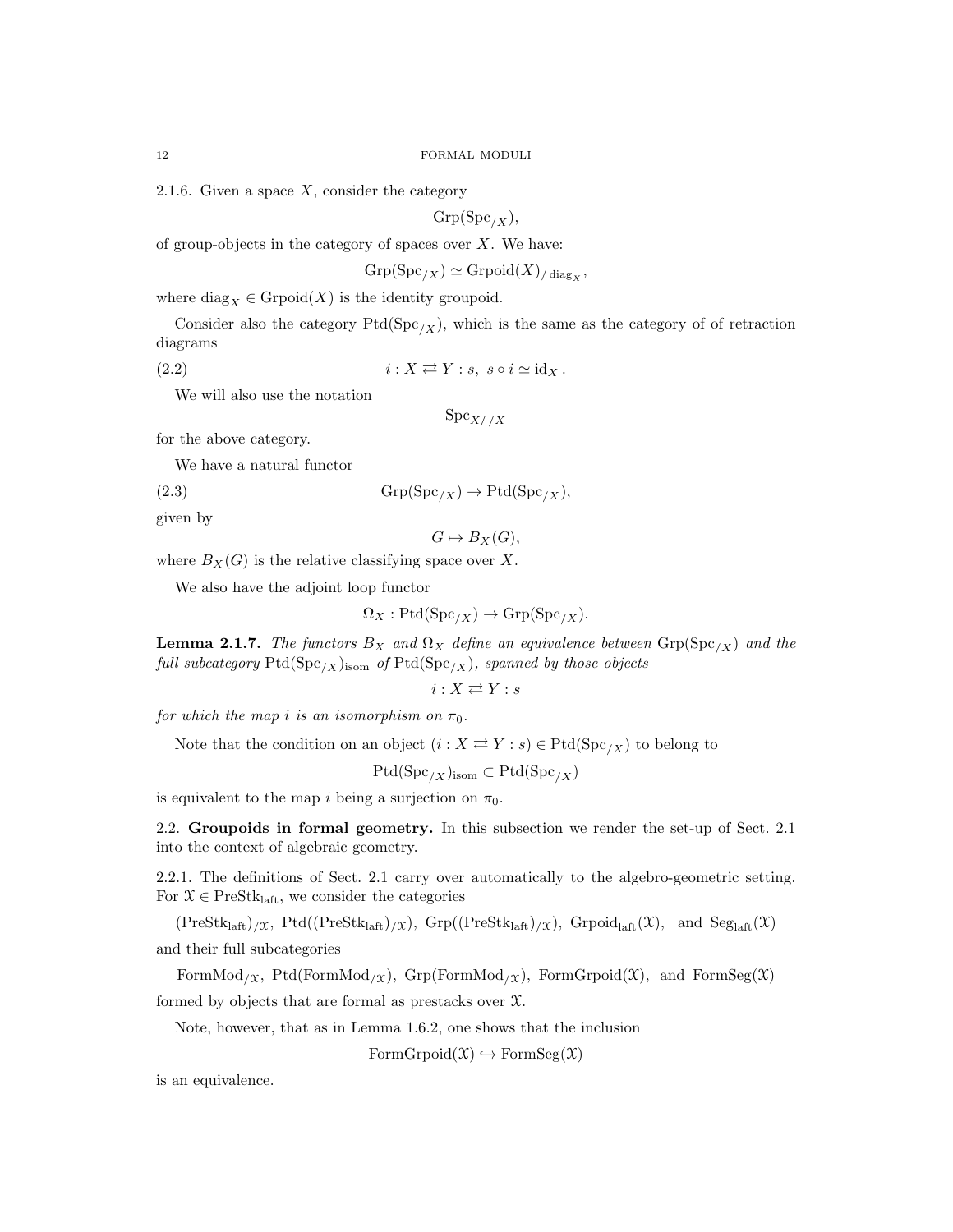2.1.6. Given a space $X$, consider the category

$$\mathrm{Grp}(\mathrm{Spc}_{/X}),$$

of group-objects in the category of spaces over $X$. We have:

$$\mathrm{Grp}(\mathrm{Spc}_{/X}) \simeq \mathrm{Grpoid}(X)_{/\,\mathrm{diag}_X},$$

where $\mathrm{diag}_X \in \mathrm{Grpoid}(X)$ is the identity groupoid.

Consider also the category $\mathrm{Ptd}(\mathrm{Spc}_{/X})$, which is the same as the category of of retraction diagrams

$$i : X \rightleftarrows Y : s,\ s \circ i \simeq \mathrm{id}_X\,. \tag{2.2}$$

We will also use the notation

$$\mathrm{Spc}_{X//X}$$

for the above category.

We have a natural functor

$$\mathrm{Grp}(\mathrm{Spc}_{/X}) \to \mathrm{Ptd}(\mathrm{Spc}_{/X}), \tag{2.3}$$

given by

$$G \mapsto B_X(G),$$

where $B_X(G)$ is the relative classifying space over $X$.

We also have the adjoint loop functor

$$\Omega_X : \mathrm{Ptd}(\mathrm{Spc}_{/X}) \to \mathrm{Grp}(\mathrm{Spc}_{/X}).$$

**Lemma 2.1.7.** *The functors $B_X$ and $\Omega_X$ define an equivalence between $\mathrm{Grp}(\mathrm{Spc}_{/X})$ and the full subcategory $\mathrm{Ptd}(\mathrm{Spc}_{/X})_{\mathrm{isom}}$ of $\mathrm{Ptd}(\mathrm{Spc}_{/X})$, spanned by those objects*

$$i : X \rightleftarrows Y : s$$

*for which the map $i$ is an isomorphism on $\pi_0$.*

Note that the condition on an object $(i : X \rightleftarrows Y : s) \in \mathrm{Ptd}(\mathrm{Spc}_{/X})$ to belong to

$$\mathrm{Ptd}(\mathrm{Spc}_{/X})_{\mathrm{isom}} \subset \mathrm{Ptd}(\mathrm{Spc}_{/X})$$

is equivalent to the map $i$ being a surjection on $\pi_0$.

## 2.2. Groupoids in formal geometry.

In this subsection we render the set-up of Sect. 2.1 into the context of algebraic geometry.

2.2.1. The definitions of Sect. 2.1 carry over automatically to the algebro-geometric setting. For $\mathcal{X} \in \mathrm{PreStk}_{\mathrm{laft}}$, we consider the categories

$$(\mathrm{PreStk}_{\mathrm{laft}})_{/\mathcal{X}},\ \mathrm{Ptd}((\mathrm{PreStk}_{\mathrm{laft}})_{/\mathcal{X}}),\ \mathrm{Grp}((\mathrm{PreStk}_{\mathrm{laft}})_{/\mathcal{X}}),\ \mathrm{Grpoid}_{\mathrm{laft}}(\mathcal{X}),\ \text{ and } \mathrm{Seg}_{\mathrm{laft}}(\mathcal{X})$$

and their full subcategories

$$\mathrm{FormMod}_{/\mathcal{X}},\ \mathrm{Ptd}(\mathrm{FormMod}_{/\mathcal{X}}),\ \mathrm{Grp}(\mathrm{FormMod}_{/\mathcal{X}}),\ \mathrm{FormGrpoid}(\mathcal{X}),\ \text{ and } \mathrm{FormSeg}(\mathcal{X})$$

formed by objects that are formal as prestacks over $\mathcal{X}$.

Note, however, that as in Lemma 1.6.2, one shows that the inclusion

$$\mathrm{FormGrpoid}(\mathcal{X}) \hookrightarrow \mathrm{FormSeg}(\mathcal{X})$$

is an equivalence.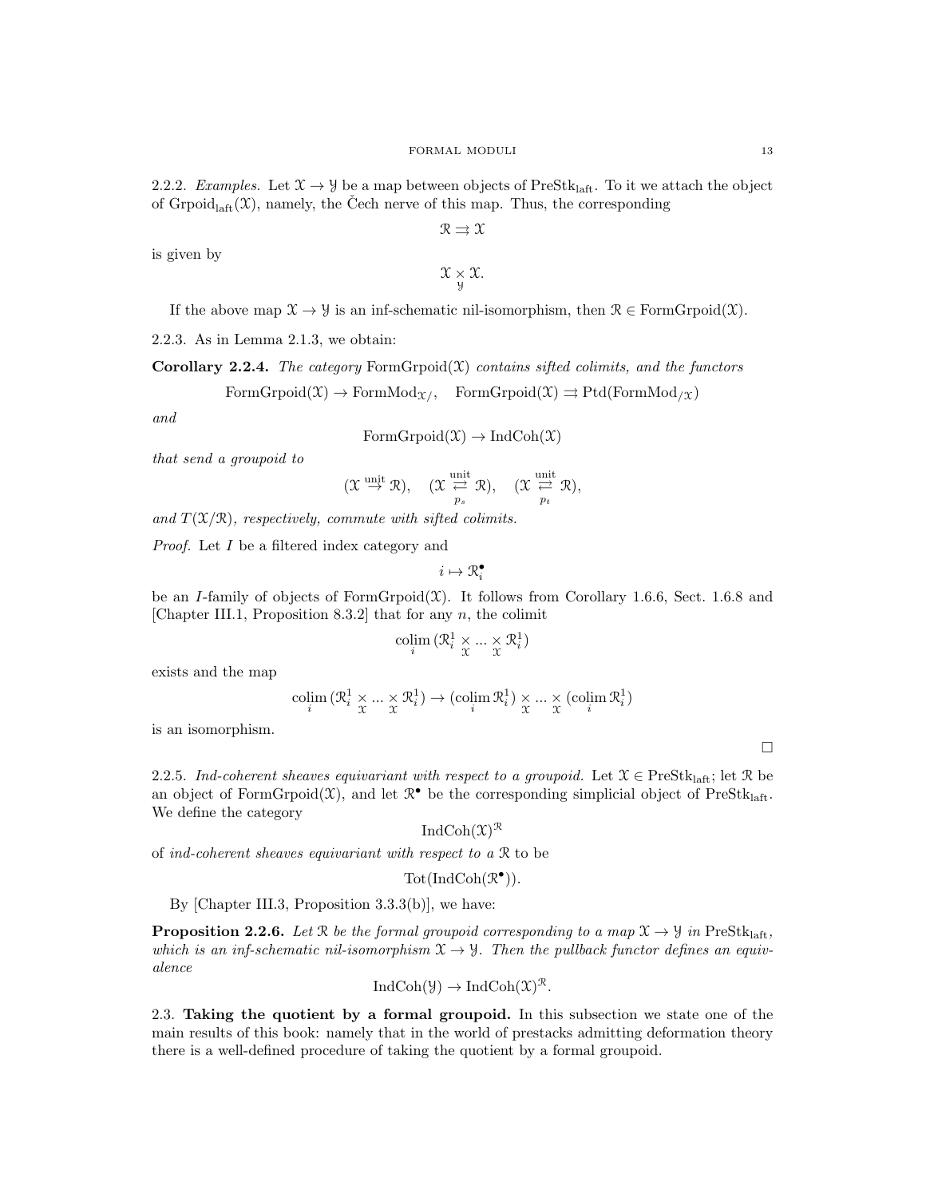2.2.2. *Examples.* Let $\mathcal{X} \to \mathcal{Y}$ be a map between objects of $\mathrm{PreStk}_{\mathrm{laft}}$. To it we attach the object of $\mathrm{Grpoid}_{\mathrm{laft}}(\mathcal{X})$, namely, the Čech nerve of this map. Thus, the corresponding

$$\mathcal{R} \rightrightarrows \mathcal{X}$$

is given by

$$\mathcal{X} \underset{\mathcal{Y}}{\times} \mathcal{X}.$$

If the above map $\mathcal{X} \to \mathcal{Y}$ is an inf-schematic nil-isomorphism, then $\mathcal{R} \in \mathrm{FormGrpoid}(\mathcal{X})$.

2.2.3. As in Lemma 2.1.3, we obtain:

**Corollary 2.2.4.** *The category* $\mathrm{FormGrpoid}(\mathcal{X})$ *contains sifted colimits, and the functors*

$$\mathrm{FormGrpoid}(\mathcal{X}) \to \mathrm{FormMod}_{\mathcal{X}/}, \quad \mathrm{FormGrpoid}(\mathcal{X}) \rightrightarrows \mathrm{Ptd}(\mathrm{FormMod}_{/\mathcal{X}})$$

*and*

$$\mathrm{FormGrpoid}(\mathcal{X}) \to \mathrm{IndCoh}(\mathcal{X})$$

*that send a groupoid to*

$$(\mathcal{X} \overset{\mathrm{unit}}{\to} \mathcal{R}), \quad (\mathcal{X} \underset{p_s}{\overset{\mathrm{unit}}{\rightleftarrows}} \mathcal{R}), \quad (\mathcal{X} \underset{p_t}{\overset{\mathrm{unit}}{\rightleftarrows}} \mathcal{R}),$$

*and* $T(\mathcal{X}/\mathcal{R})$*, respectively, commute with sifted colimits.*

*Proof.* Let $I$ be a filtered index category and

$$i \mapsto \mathcal{R}_i^\bullet$$

be an $I$-family of objects of $\mathrm{FormGrpoid}(\mathcal{X})$. It follows from Corollary 1.6.6, Sect. 1.6.8 and [Chapter III.1, Proposition 8.3.2] that for any $n$, the colimit

$$\underset{i}{\mathrm{colim}}\, (\mathcal{R}_i^1 \underset{\mathcal{X}}{\times} ... \underset{\mathcal{X}}{\times} \mathcal{R}_i^1)$$

exists and the map

$$\underset{i}{\mathrm{colim}}\, (\mathcal{R}_i^1 \underset{\mathcal{X}}{\times} ... \underset{\mathcal{X}}{\times} \mathcal{R}_i^1) \to (\underset{i}{\mathrm{colim}}\, \mathcal{R}_i^1) \underset{\mathcal{X}}{\times} ... \underset{\mathcal{X}}{\times} (\underset{i}{\mathrm{colim}}\, \mathcal{R}_i^1)$$

is an isomorphism.

□

2.2.5. *Ind-coherent sheaves equivariant with respect to a groupoid.* Let $\mathcal{X} \in \mathrm{PreStk}_{\mathrm{laft}}$; let $\mathcal{R}$ be an object of $\mathrm{FormGrpoid}(\mathcal{X})$, and let $\mathcal{R}^\bullet$ be the corresponding simplicial object of $\mathrm{PreStk}_{\mathrm{laft}}$. We define the category

$$\mathrm{IndCoh}(\mathcal{X})^{\mathcal{R}}$$

of *ind-coherent sheaves equivariant with respect to a* $\mathcal{R}$ to be

$$\mathrm{Tot}(\mathrm{IndCoh}(\mathcal{R}^\bullet)).$$

By [Chapter III.3, Proposition 3.3.3(b)], we have:

**Proposition 2.2.6.** *Let* $\mathcal{R}$ *be the formal groupoid corresponding to a map* $\mathcal{X} \to \mathcal{Y}$ *in* $\mathrm{PreStk}_{\mathrm{laft}}$*, which is an inf-schematic nil-isomorphism* $\mathcal{X} \to \mathcal{Y}$*. Then the pullback functor defines an equivalence*

$$\mathrm{IndCoh}(\mathcal{Y}) \to \mathrm{IndCoh}(\mathcal{X})^{\mathcal{R}}.$$

2.3. **Taking the quotient by a formal groupoid.** In this subsection we state one of the main results of this book: namely that in the world of prestacks admitting deformation theory there is a well-defined procedure of taking the quotient by a formal groupoid.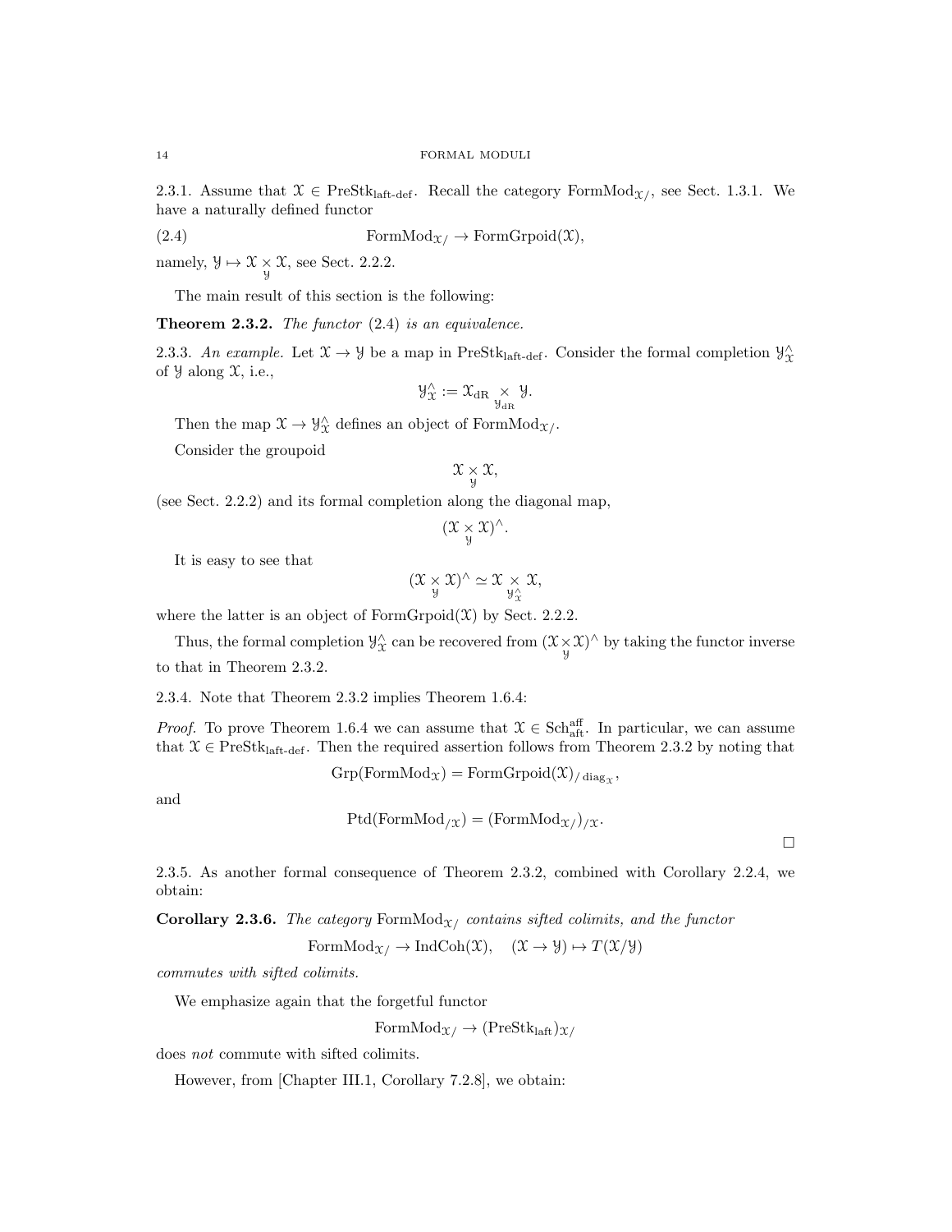2.3.1. Assume that $\mathcal{X} \in \mathrm{PreStk}_{\mathrm{laft\text{-}def}}$. Recall the category $\mathrm{FormMod}_{\mathcal{X}/}$, see Sect. 1.3.1. We have a naturally defined functor

$$\mathrm{FormMod}_{\mathcal{X}/} \to \mathrm{FormGrpoid}(\mathcal{X}), \tag{2.4}$$

namely, $\mathcal{Y} \mapsto \mathcal{X} \underset{\mathcal{Y}}{\times} \mathcal{X}$, see Sect. 2.2.2.

The main result of this section is the following:

**Theorem 2.3.2.** *The functor* (2.4) *is an equivalence.*

2.3.3. *An example.* Let $\mathcal{X} \to \mathcal{Y}$ be a map in $\mathrm{PreStk}_{\mathrm{laft\text{-}def}}$. Consider the formal completion $\mathcal{Y}^\wedge_{\mathcal{X}}$ of $\mathcal{Y}$ along $\mathcal{X}$, i.e.,

$$\mathcal{Y}^\wedge_{\mathcal{X}} := \mathcal{X}_{\mathrm{dR}} \underset{\mathcal{Y}_{\mathrm{dR}}}{\times} \mathcal{Y}.$$

Then the map $\mathcal{X} \to \mathcal{Y}^\wedge_{\mathcal{X}}$ defines an object of $\mathrm{FormMod}_{\mathcal{X}/}$.

Consider the groupoid

$$\mathcal{X} \underset{\mathcal{Y}}{\times} \mathcal{X},$$

(see Sect. 2.2.2) and its formal completion along the diagonal map,

$$(\mathcal{X} \underset{\mathcal{Y}}{\times} \mathcal{X})^\wedge.$$

It is easy to see that

$$(\mathcal{X} \underset{\mathcal{Y}}{\times} \mathcal{X})^\wedge \simeq \mathcal{X} \underset{\mathcal{Y}^\wedge_{\mathcal{X}}}{\times} \mathcal{X},$$

where the latter is an object of $\mathrm{FormGrpoid}(\mathcal{X})$ by Sect. 2.2.2.

Thus, the formal completion $\mathcal{Y}^\wedge_{\mathcal{X}}$ can be recovered from $(\mathcal{X} \underset{\mathcal{Y}}{\times} \mathcal{X})^\wedge$ by taking the functor inverse to that in Theorem 2.3.2.

2.3.4. Note that Theorem 2.3.2 implies Theorem 1.6.4:

*Proof.* To prove Theorem 1.6.4 we can assume that $\mathcal{X} \in \mathrm{Sch}^{\mathrm{aff}}_{\mathrm{aft}}$. In particular, we can assume that $\mathcal{X} \in \mathrm{PreStk}_{\mathrm{laft\text{-}def}}$. Then the required assertion follows from Theorem 2.3.2 by noting that

$$\mathrm{Grp}(\mathrm{FormMod}_{\mathcal{X}}) = \mathrm{FormGrpoid}(\mathcal{X})_{/\,\mathrm{diag}_{\mathcal{X}}},$$

and

$$\mathrm{Ptd}(\mathrm{FormMod}_{/\mathcal{X}}) = (\mathrm{FormMod}_{\mathcal{X}/})_{/\mathcal{X}}.$$

$\square$

2.3.5. As another formal consequence of Theorem 2.3.2, combined with Corollary 2.2.4, we obtain:

**Corollary 2.3.6.** *The category* $\mathrm{FormMod}_{\mathcal{X}/}$ *contains sifted colimits, and the functor*

$$\mathrm{FormMod}_{\mathcal{X}/} \to \mathrm{IndCoh}(\mathcal{X}), \quad (\mathcal{X} \to \mathcal{Y}) \mapsto T(\mathcal{X}/\mathcal{Y})$$

*commutes with sifted colimits.*

We emphasize again that the forgetful functor

$$\mathrm{FormMod}_{\mathcal{X}/} \to (\mathrm{PreStk}_{\mathrm{laft}})_{\mathcal{X}/}$$

does *not* commute with sifted colimits.

However, from [Chapter III.1, Corollary 7.2.8], we obtain: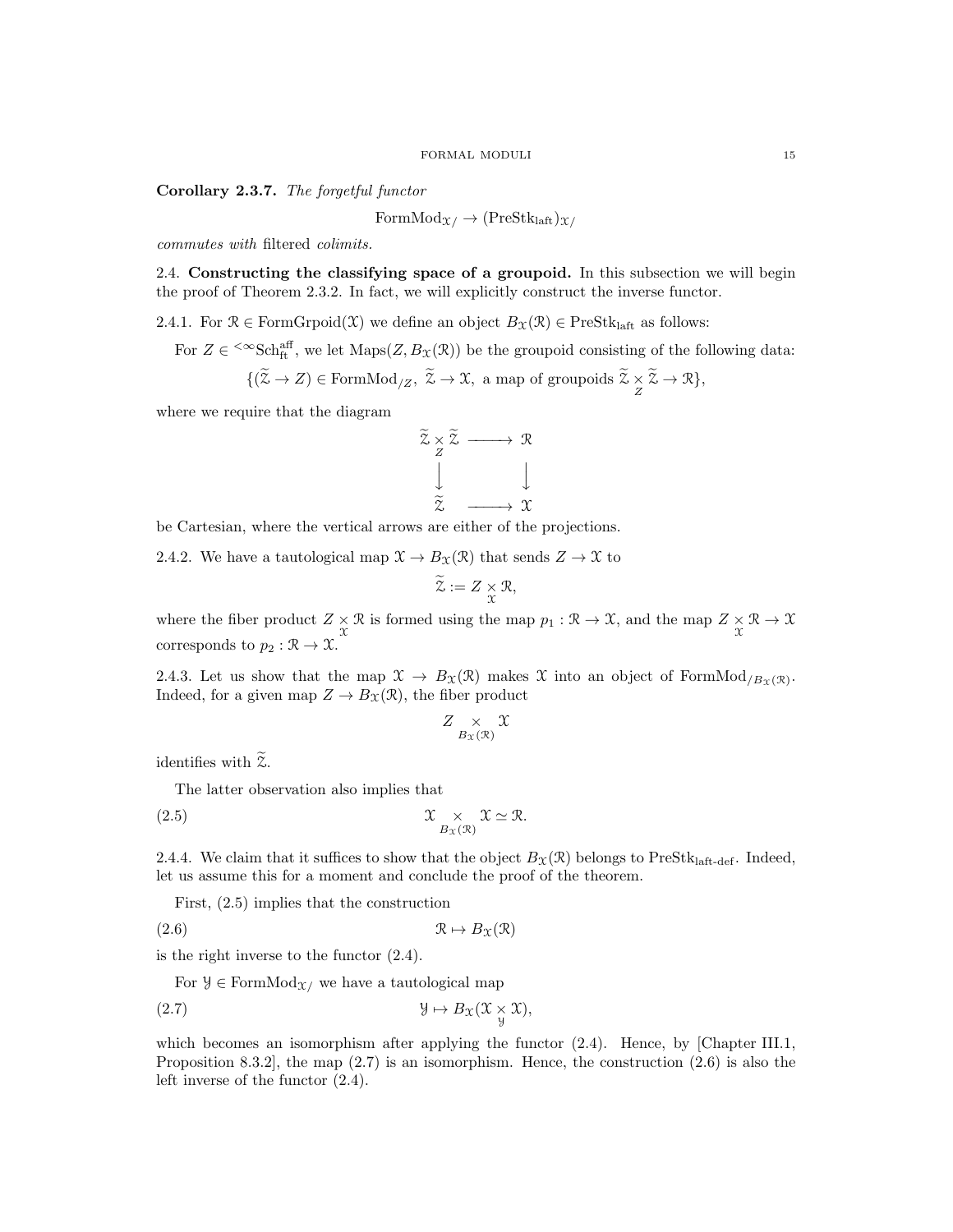**Corollary 2.3.7.** *The forgetful functor*

$$\mathrm{FormMod}_{\mathcal{X}/} \to (\mathrm{PreStk}_{\mathrm{laft}})_{\mathcal{X}/}$$

*commutes with* filtered *colimits.*

## 2.4. Constructing the classifying space of a groupoid.

In this subsection we will begin the proof of Theorem 2.3.2. In fact, we will explicitly construct the inverse functor.

2.4.1. For $\mathcal{R} \in \mathrm{FormGrpoid}(\mathcal{X})$ we define an object $B_{\mathcal{X}}(\mathcal{R}) \in \mathrm{PreStk}_{\mathrm{laft}}$ as follows:

For $Z \in {}^{<\infty}\mathrm{Sch}^{\mathrm{aff}}_{\mathrm{ft}}$, we let $\mathrm{Maps}(Z, B_{\mathcal{X}}(\mathcal{R}))$ be the groupoid consisting of the following data:

$$\{(\widetilde{\mathcal{Z}} \to Z) \in \mathrm{FormMod}_{/Z},\ \widetilde{\mathcal{Z}} \to \mathcal{X},\ \text{a map of groupoids } \widetilde{\mathcal{Z}} \underset{Z}{\times} \widetilde{\mathcal{Z}} \to \mathcal{R}\},$$

where we require that the diagram

$$\begin{array}{ccc} \widetilde{\mathcal{Z}} \underset{Z}{\times} \widetilde{\mathcal{Z}} & \longrightarrow & \mathcal{R} \\ \Big\downarrow & & \Big\downarrow \\ \widetilde{\mathcal{Z}} & \longrightarrow & \mathcal{X} \end{array}$$

be Cartesian, where the vertical arrows are either of the projections.

2.4.2. We have a tautological map $\mathcal{X} \to B_{\mathcal{X}}(\mathcal{R})$ that sends $Z \to \mathcal{X}$ to

$$\widetilde{\mathcal{Z}} := Z \underset{\mathcal{X}}{\times} \mathcal{R},$$

where the fiber product $Z \underset{\mathcal{X}}{\times} \mathcal{R}$ is formed using the map $p_1 : \mathcal{R} \to \mathcal{X}$, and the map $Z \underset{\mathcal{X}}{\times} \mathcal{R} \to \mathcal{X}$ corresponds to $p_2 : \mathcal{R} \to \mathcal{X}$.

2.4.3. Let us show that the map $\mathcal{X} \to B_{\mathcal{X}}(\mathcal{R})$ makes $\mathcal{X}$ into an object of $\mathrm{FormMod}_{/B_{\mathcal{X}}(\mathcal{R})}$. Indeed, for a given map $Z \to B_{\mathcal{X}}(\mathcal{R})$, the fiber product

$$Z \underset{B_{\mathcal{X}}(\mathcal{R})}{\times} \mathcal{X}$$

identifies with $\widetilde{\mathcal{Z}}$.

The latter observation also implies that

$$\mathcal{X} \underset{B_{\mathcal{X}}(\mathcal{R})}{\times} \mathcal{X} \simeq \mathcal{R}. \tag{2.5}$$

2.4.4. We claim that it suffices to show that the object $B_{\mathcal{X}}(\mathcal{R})$ belongs to $\mathrm{PreStk}_{\mathrm{laft\text{-}def}}$. Indeed, let us assume this for a moment and conclude the proof of the theorem.

First, (2.5) implies that the construction

$$\mathcal{R} \mapsto B_{\mathcal{X}}(\mathcal{R}) \tag{2.6}$$

is the right inverse to the functor (2.4).

For $\mathcal{Y} \in \mathrm{FormMod}_{\mathcal{X}/}$ we have a tautological map

$$\mathcal{Y} \mapsto B_{\mathcal{X}}(\mathcal{X} \underset{\mathcal{Y}}{\times} \mathcal{X}), \tag{2.7}$$

which becomes an isomorphism after applying the functor (2.4). Hence, by [Chapter III.1, Proposition 8.3.2], the map (2.7) is an isomorphism. Hence, the construction (2.6) is also the left inverse of the functor (2.4).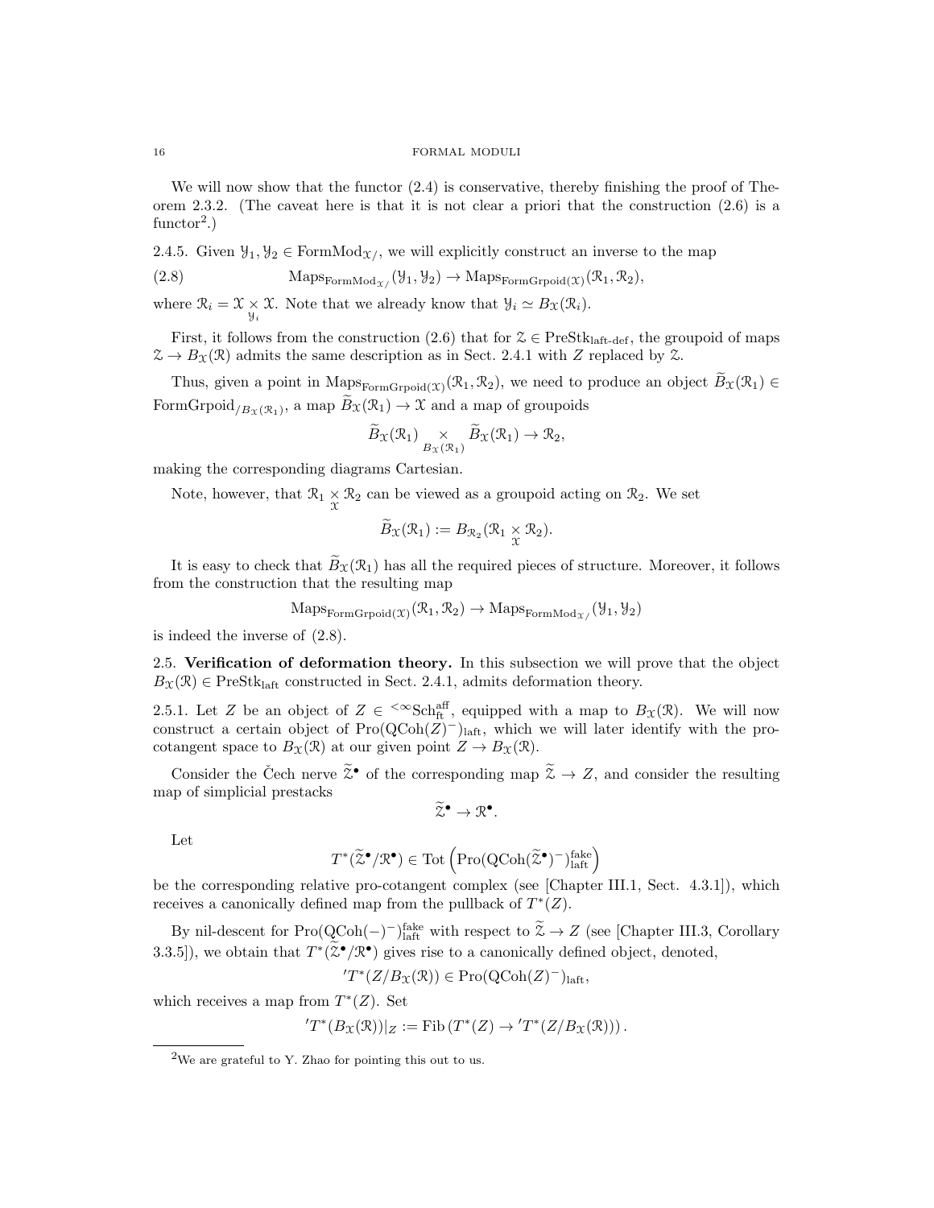We will now show that the functor (2.4) is conservative, thereby finishing the proof of Theorem 2.3.2. (The caveat here is that it is not clear a priori that the construction (2.6) is a functor[2].)

2.4.5. Given $\mathcal{Y}_1, \mathcal{Y}_2 \in \mathrm{FormMod}_{\mathcal{X}/}$, we will explicitly construct an inverse to the map

$$\mathrm{Maps}_{\mathrm{FormMod}_{\mathcal{X}/}}(\mathcal{Y}_1, \mathcal{Y}_2) \to \mathrm{Maps}_{\mathrm{FormGrpoid}(\mathcal{X})}(\mathcal{R}_1, \mathcal{R}_2), \tag{2.8}$$

where $\mathcal{R}_i = \mathcal{X} \underset{\mathcal{Y}_i}{\times} \mathcal{X}$. Note that we already know that $\mathcal{Y}_i \simeq B_{\mathcal{X}}(\mathcal{R}_i)$.

First, it follows from the construction (2.6) that for $\mathcal{Z} \in \mathrm{PreStk}_{\mathrm{laft\text{-}def}}$, the groupoid of maps $\mathcal{Z} \to B_{\mathcal{X}}(\mathcal{R})$ admits the same description as in Sect. 2.4.1 with $Z$ replaced by $\mathcal{Z}$.

Thus, given a point in $\mathrm{Maps}_{\mathrm{FormGrpoid}(\mathcal{X})}(\mathcal{R}_1, \mathcal{R}_2)$, we need to produce an object $\widetilde{B}_{\mathcal{X}}(\mathcal{R}_1) \in \mathrm{FormGrpoid}_{/B_{\mathcal{X}}(\mathcal{R}_1)}$, a map $\widetilde{B}_{\mathcal{X}}(\mathcal{R}_1) \to \mathcal{X}$ and a map of groupoids

$$\widetilde{B}_{\mathcal{X}}(\mathcal{R}_1) \underset{B_{\mathcal{X}}(\mathcal{R}_1)}{\times} \widetilde{B}_{\mathcal{X}}(\mathcal{R}_1) \to \mathcal{R}_2,$$

making the corresponding diagrams Cartesian.

Note, however, that $\mathcal{R}_1 \underset{\mathcal{X}}{\times} \mathcal{R}_2$ can be viewed as a groupoid acting on $\mathcal{R}_2$. We set

$$\widetilde{B}_{\mathcal{X}}(\mathcal{R}_1) := B_{\mathcal{R}_2}(\mathcal{R}_1 \underset{\mathcal{X}}{\times} \mathcal{R}_2).$$

It is easy to check that $\widetilde{B}_{\mathcal{X}}(\mathcal{R}_1)$ has all the required pieces of structure. Moreover, it follows from the construction that the resulting map

$$\mathrm{Maps}_{\mathrm{FormGrpoid}(\mathcal{X})}(\mathcal{R}_1, \mathcal{R}_2) \to \mathrm{Maps}_{\mathrm{FormMod}_{\mathcal{X}/}}(\mathcal{Y}_1, \mathcal{Y}_2)$$

is indeed the inverse of (2.8).

## 2.5. Verification of deformation theory.

In this subsection we will prove that the object $B_{\mathcal{X}}(\mathcal{R}) \in \mathrm{PreStk}_{\mathrm{laft}}$ constructed in Sect. 2.4.1, admits deformation theory.

2.5.1. Let $Z$ be an object of $Z \in {}^{<\infty}\mathrm{Sch}^{\mathrm{aff}}_{\mathrm{ft}}$, equipped with a map to $B_{\mathcal{X}}(\mathcal{R})$. We will now construct a certain object of $\mathrm{Pro}(\mathrm{QCoh}(Z)^-)_{\mathrm{laft}}$, which we will later identify with the pro-cotangent space to $B_{\mathcal{X}}(\mathcal{R})$ at our given point $Z \to B_{\mathcal{X}}(\mathcal{R})$.

Consider the Čech nerve $\widetilde{\mathcal{Z}}^\bullet$ of the corresponding map $\widetilde{\mathcal{Z}} \to Z$, and consider the resulting map of simplicial prestacks

$$\widetilde{\mathcal{Z}}^\bullet \to \mathcal{R}^\bullet.$$

Let

$$T^*(\widetilde{\mathcal{Z}}^\bullet/\mathcal{R}^\bullet) \in \mathrm{Tot}\left(\mathrm{Pro}(\mathrm{QCoh}(\widetilde{\mathcal{Z}}^\bullet)^-)^{\mathrm{fake}}_{\mathrm{laft}}\right)$$

be the corresponding relative pro-cotangent complex (see [Chapter III.1, Sect. 4.3.1]), which receives a canonically defined map from the pullback of $T^*(Z)$.

By nil-descent for $\mathrm{Pro}(\mathrm{QCoh}(-)^-)^{\mathrm{fake}}_{\mathrm{laft}}$ with respect to $\widetilde{\mathcal{Z}} \to Z$ (see [Chapter III.3, Corollary 3.3.5]), we obtain that $T^*(\widetilde{\mathcal{Z}}^\bullet/\mathcal{R}^\bullet)$ gives rise to a canonically defined object, denoted,

$$'T^*(Z/B_{\mathcal{X}}(\mathcal{R})) \in \mathrm{Pro}(\mathrm{QCoh}(Z)^-)_{\mathrm{laft}},$$

which receives a map from $T^*(Z)$. Set

$$'T^*(B_{\mathcal{X}}(\mathcal{R}))|_Z := \mathrm{Fib}\left(T^*(Z) \to {}'T^*(Z/B_{\mathcal{X}}(\mathcal{R}))\right).$$

---

[2] We are grateful to Y. Zhao for pointing this out to us.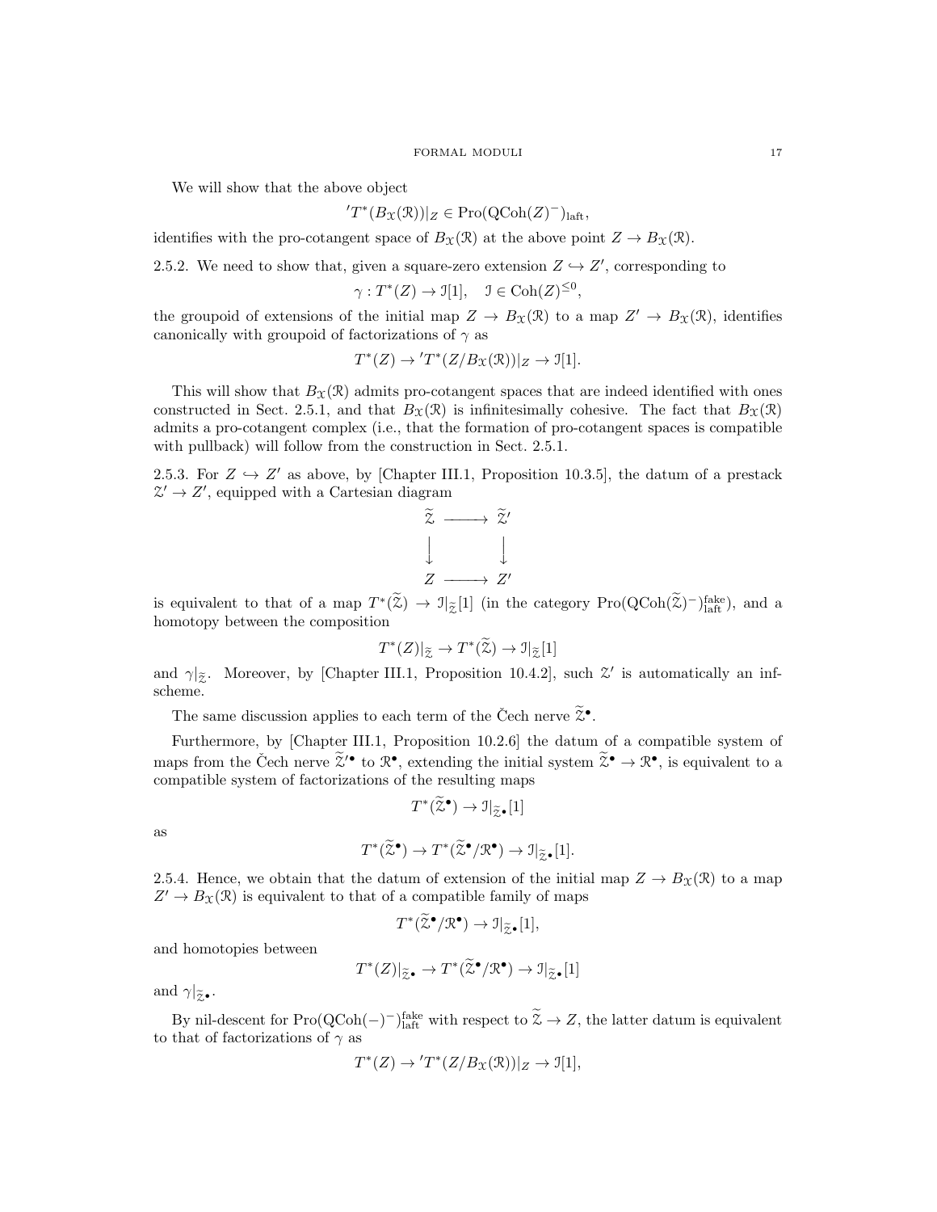We will show that the above object

$$'T^*(B_{\mathcal{X}}(\mathcal{R}))|_Z \in \mathrm{Pro}(\mathrm{QCoh}(Z)^-)_{\mathrm{laft}},$$

identifies with the pro-cotangent space of $B_{\mathcal{X}}(\mathcal{R})$ at the above point $Z \to B_{\mathcal{X}}(\mathcal{R})$.

2.5.2. We need to show that, given a square-zero extension $Z \hookrightarrow Z'$, corresponding to

$$\gamma : T^*(Z) \to \mathcal{I}[1], \quad \mathcal{I} \in \mathrm{Coh}(Z)^{\leq 0},$$

the groupoid of extensions of the initial map $Z \to B_{\mathcal{X}}(\mathcal{R})$ to a map $Z' \to B_{\mathcal{X}}(\mathcal{R})$, identifies canonically with groupoid of factorizations of $\gamma$ as

$$T^*(Z) \to {'T^*}(Z/B_{\mathcal{X}}(\mathcal{R}))|_Z \to \mathcal{I}[1].$$

This will show that $B_{\mathcal{X}}(\mathcal{R})$ admits pro-cotangent spaces that are indeed identified with ones constructed in Sect. 2.5.1, and that $B_{\mathcal{X}}(\mathcal{R})$ is infinitesimally cohesive. The fact that $B_{\mathcal{X}}(\mathcal{R})$ admits a pro-cotangent complex (i.e., that the formation of pro-cotangent spaces is compatible with pullback) will follow from the construction in Sect. 2.5.1.

2.5.3. For $Z \hookrightarrow Z'$ as above, by [Chapter III.1, Proposition 10.3.5], the datum of a prestack $\mathcal{Z}' \to Z'$, equipped with a Cartesian diagram

$$\begin{array}{ccc} \widetilde{\mathcal{Z}} & \longrightarrow & \widetilde{\mathcal{Z}}' \\ \big\downarrow & & \big\downarrow \\ Z & \longrightarrow & Z' \end{array}$$

is equivalent to that of a map $T^*(\widetilde{\mathcal{Z}}) \to \mathcal{I}|_{\widetilde{\mathcal{Z}}}[1]$ (in the category $\mathrm{Pro}(\mathrm{QCoh}(\widetilde{\mathcal{Z}})^-)^{\mathrm{fake}}_{\mathrm{laft}}$), and a homotopy between the composition

$$T^*(Z)|_{\widetilde{\mathcal{Z}}} \to T^*(\widetilde{\mathcal{Z}}) \to \mathcal{I}|_{\widetilde{\mathcal{Z}}}[1]$$

and $\gamma|_{\widetilde{\mathcal{Z}}}$. Moreover, by [Chapter III.1, Proposition 10.4.2], such $\mathcal{Z}'$ is automatically an inf-scheme.

The same discussion applies to each term of the Čech nerve $\widetilde{\mathcal{Z}}^\bullet$.

Furthermore, by [Chapter III.1, Proposition 10.2.6] the datum of a compatible system of maps from the Čech nerve $\widetilde{\mathcal{Z}}'^\bullet$ to $\mathcal{R}^\bullet$, extending the initial system $\widetilde{\mathcal{Z}}^\bullet \to \mathcal{R}^\bullet$, is equivalent to a compatible system of factorizations of the resulting maps

$$T^*(\widetilde{\mathcal{Z}}^\bullet) \to \mathcal{I}|_{\widetilde{\mathcal{Z}}^\bullet}[1]$$

as

$$T^*(\widetilde{\mathcal{Z}}^\bullet) \to T^*(\widetilde{\mathcal{Z}}^\bullet/\mathcal{R}^\bullet) \to \mathcal{I}|_{\widetilde{\mathcal{Z}}^\bullet}[1].$$

2.5.4. Hence, we obtain that the datum of extension of the initial map $Z \to B_{\mathcal{X}}(\mathcal{R})$ to a map $Z' \to B_{\mathcal{X}}(\mathcal{R})$ is equivalent to that of a compatible family of maps

$$T^*(\widetilde{\mathcal{Z}}^\bullet/\mathcal{R}^\bullet) \to \mathcal{I}|_{\widetilde{\mathcal{Z}}^\bullet}[1],$$

and homotopies between

$$T^*(Z)|_{\widetilde{\mathcal{Z}}^\bullet} \to T^*(\widetilde{\mathcal{Z}}^\bullet/\mathcal{R}^\bullet) \to \mathcal{I}|_{\widetilde{\mathcal{Z}}^\bullet}[1]$$

and $\gamma|_{\widetilde{\mathcal{Z}}^\bullet}$.

By nil-descent for $\mathrm{Pro}(\mathrm{QCoh}(-)^-)^{\mathrm{fake}}_{\mathrm{laft}}$ with respect to $\widetilde{\mathcal{Z}} \to Z$, the latter datum is equivalent to that of factorizations of $\gamma$ as

$$T^*(Z) \to {'T^*}(Z/B_{\mathcal{X}}(\mathcal{R}))|_Z \to \mathcal{I}[1],$$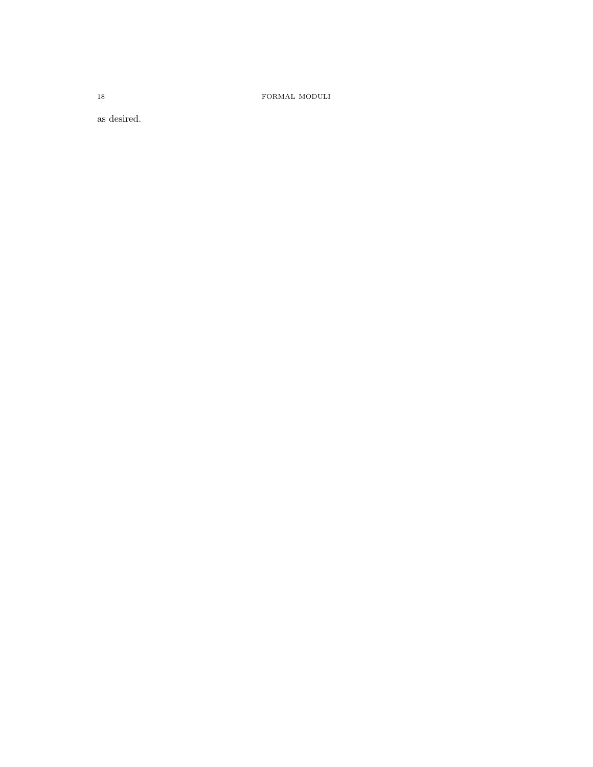as desired.